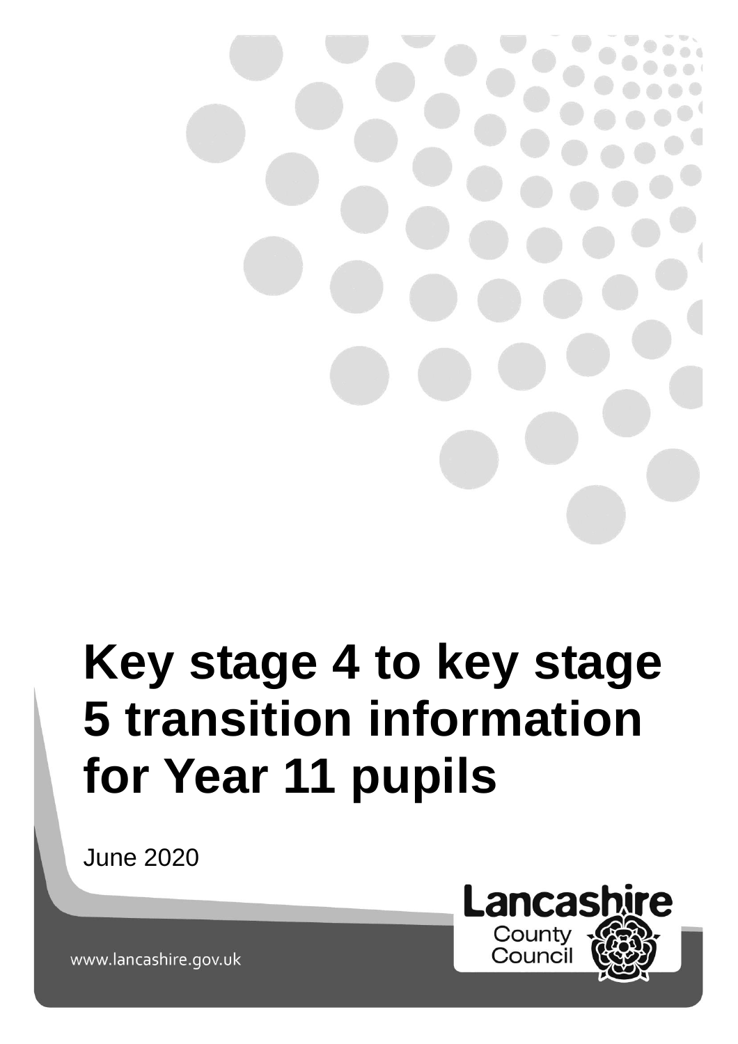# Key stage 4 to key stage 5 transition information for Year 11 pupils

June 2020

Lancashire County Council

www.lancashire.gov.uk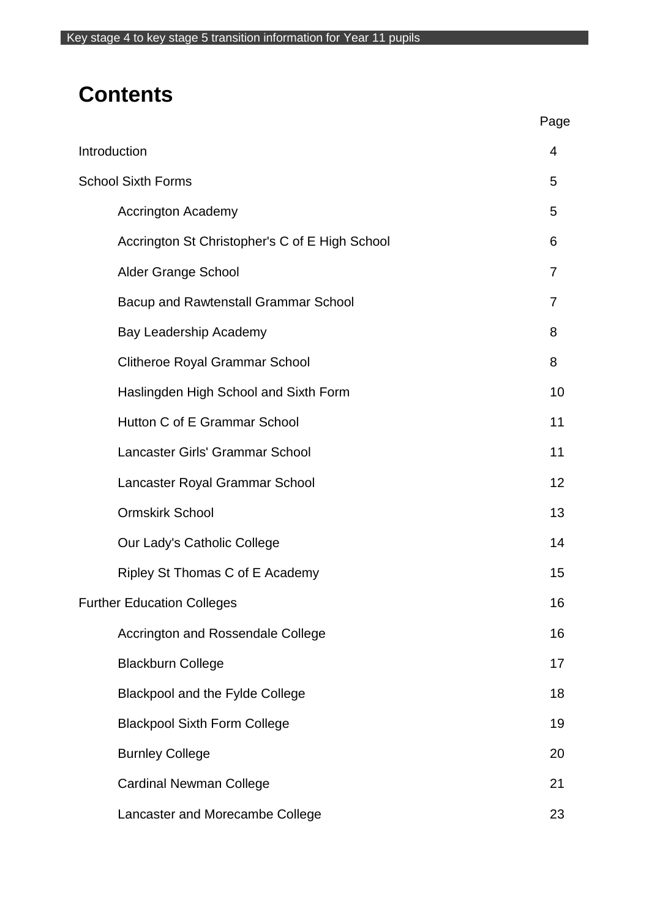# Contents

| | Page |
|---|---|
| Introduction | 4 |
| School Sixth Forms | 5 |
| Accrington Academy | 5 |
| Accrington St Christopher's C of E High School | 6 |
| Alder Grange School | 7 |
| Bacup and Rawtenstall Grammar School | 7 |
| Bay Leadership Academy | 8 |
| Clitheroe Royal Grammar School | 8 |
| Haslingden High School and Sixth Form | 10 |
| Hutton C of E Grammar School | 11 |
| Lancaster Girls' Grammar School | 11 |
| Lancaster Royal Grammar School | 12 |
| Ormskirk School | 13 |
| Our Lady's Catholic College | 14 |
| Ripley St Thomas C of E Academy | 15 |
| Further Education Colleges | 16 |
| Accrington and Rossendale College | 16 |
| Blackburn College | 17 |
| Blackpool and the Fylde College | 18 |
| Blackpool Sixth Form College | 19 |
| Burnley College | 20 |
| Cardinal Newman College | 21 |
| Lancaster and Morecambe College | 23 |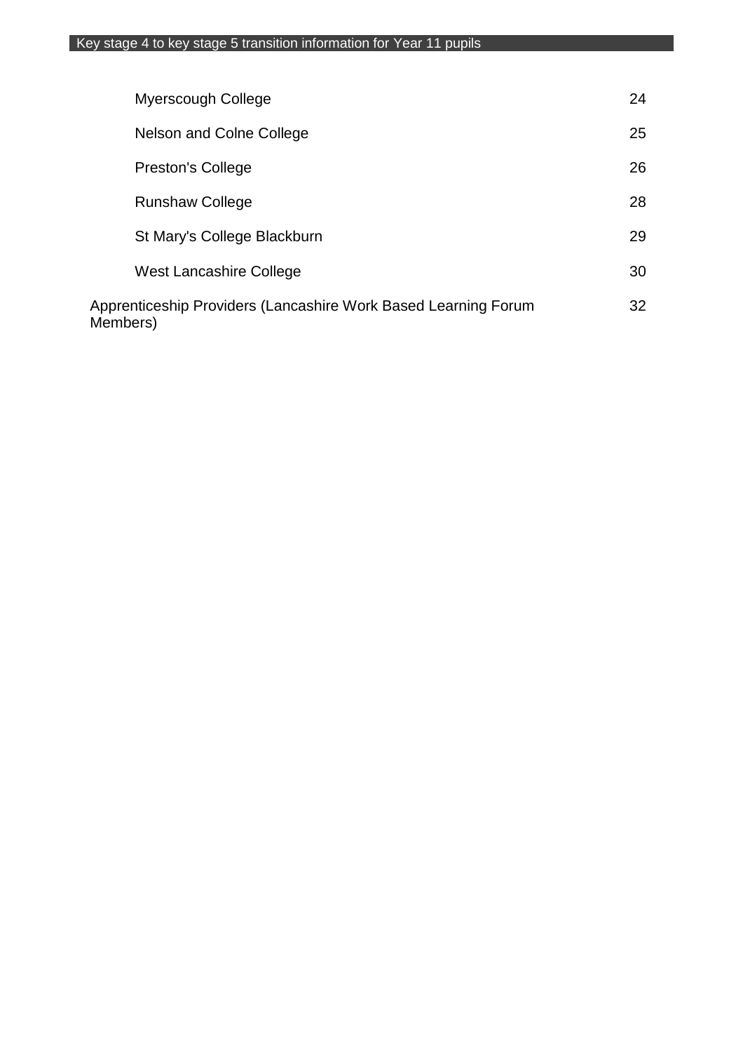| | |
|---|---|
| Myerscough College | 24 |
| Nelson and Colne College | 25 |
| Preston's College | 26 |
| Runshaw College | 28 |
| St Mary's College Blackburn | 29 |
| West Lancashire College | 30 |
| Apprenticeship Providers (Lancashire Work Based Learning Forum Members) | 32 |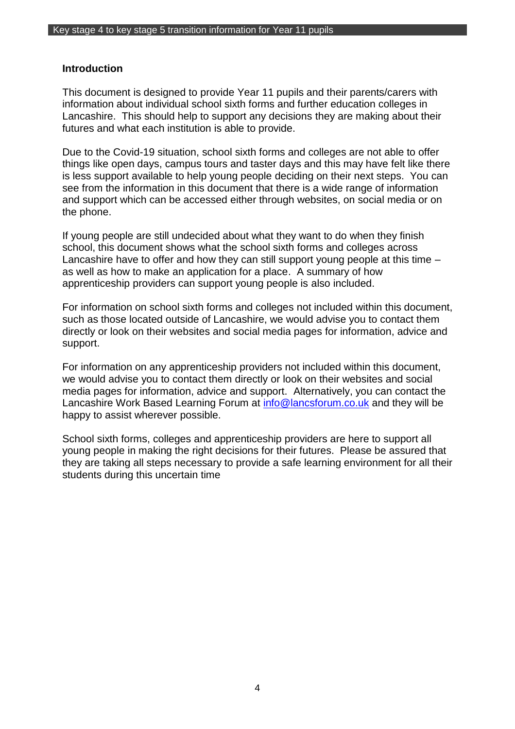## Introduction

This document is designed to provide Year 11 pupils and their parents/carers with information about individual school sixth forms and further education colleges in Lancashire. This should help to support any decisions they are making about their futures and what each institution is able to provide.

Due to the Covid-19 situation, school sixth forms and colleges are not able to offer things like open days, campus tours and taster days and this may have felt like there is less support available to help young people deciding on their next steps. You can see from the information in this document that there is a wide range of information and support which can be accessed either through websites, on social media or on the phone.

If young people are still undecided about what they want to do when they finish school, this document shows what the school sixth forms and colleges across Lancashire have to offer and how they can still support young people at this time – as well as how to make an application for a place. A summary of how apprenticeship providers can support young people is also included.

For information on school sixth forms and colleges not included within this document, such as those located outside of Lancashire, we would advise you to contact them directly or look on their websites and social media pages for information, advice and support.

For information on any apprenticeship providers not included within this document, we would advise you to contact them directly or look on their websites and social media pages for information, advice and support. Alternatively, you can contact the Lancashire Work Based Learning Forum at info@lancsforum.co.uk and they will be happy to assist wherever possible.

School sixth forms, colleges and apprenticeship providers are here to support all young people in making the right decisions for their futures. Please be assured that they are taking all steps necessary to provide a safe learning environment for all their students during this uncertain time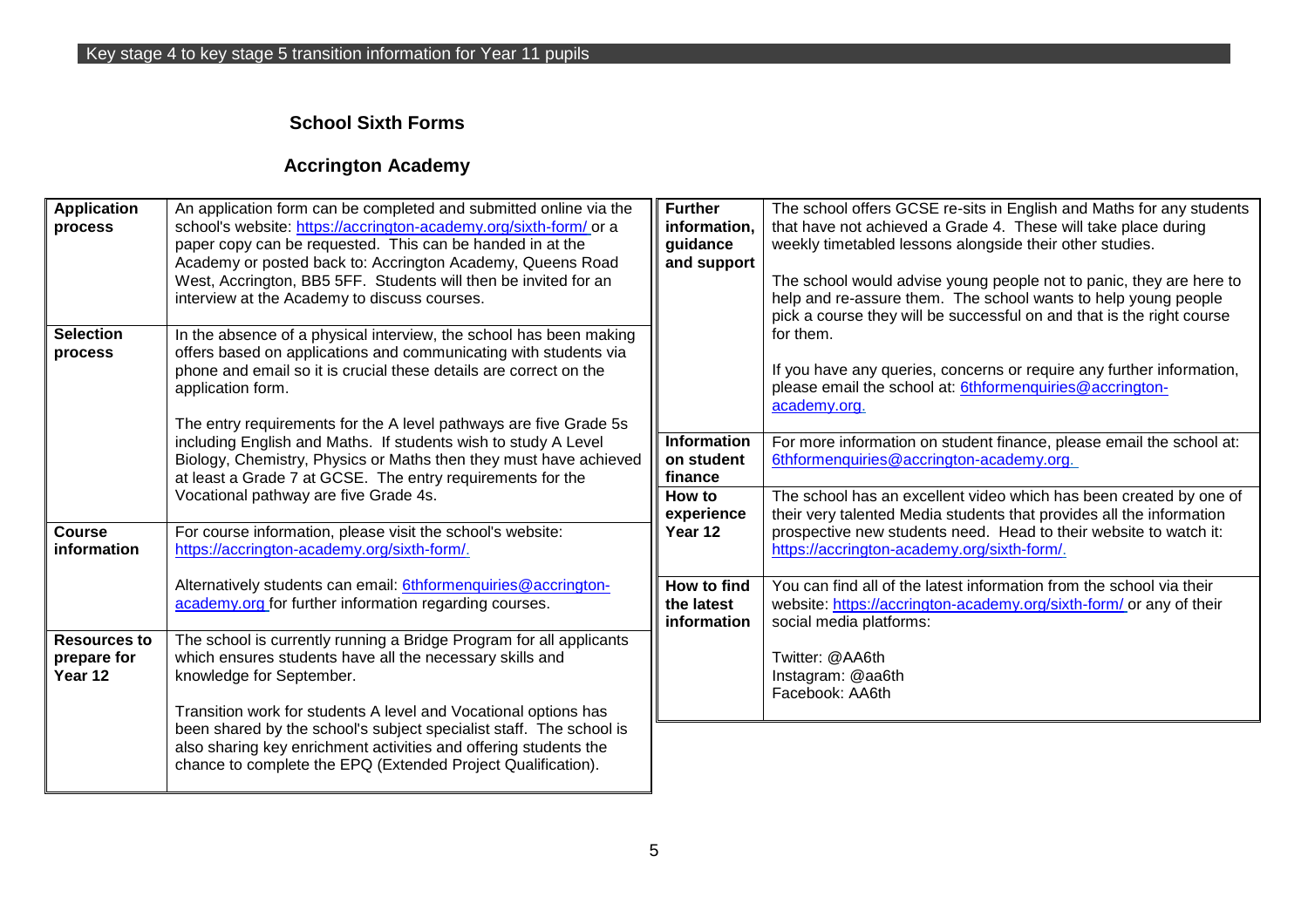## School Sixth Forms

## Accrington Academy

| | |
|---|---|
| **Application process** | An application form can be completed and submitted online via the school's website: https://accrington-academy.org/sixth-form/ or a paper copy can be requested. This can be handed in at the Academy or posted back to: Accrington Academy, Queens Road West, Accrington, BB5 5FF. Students will then be invited for an interview at the Academy to discuss courses. |
| **Selection process** | In the absence of a physical interview, the school has been making offers based on applications and communicating with students via phone and email so it is crucial these details are correct on the application form.<br><br>The entry requirements for the A level pathways are five Grade 5s including English and Maths. If students wish to study A Level Biology, Chemistry, Physics or Maths then they must have achieved at least a Grade 7 at GCSE. The entry requirements for the Vocational pathway are five Grade 4s. |
| **Course information** | For course information, please visit the school's website: https://accrington-academy.org/sixth-form/.<br><br>Alternatively students can email: 6thformenquiries@accrington-academy.org for further information regarding courses. |
| **Resources to prepare for Year 12** | The school is currently running a Bridge Program for all applicants which ensures students have all the necessary skills and knowledge for September.<br><br>Transition work for students A level and Vocational options has been shared by the school's subject specialist staff. The school is also sharing key enrichment activities and offering students the chance to complete the EPQ (Extended Project Qualification). |
| **Further information, guidance and support** | The school offers GCSE re-sits in English and Maths for any students that have not achieved a Grade 4. These will take place during weekly timetabled lessons alongside their other studies.<br><br>The school would advise young people not to panic, they are here to help and re-assure them. The school wants to help young people pick a course they will be successful on and that is the right course for them.<br><br>If you have any queries, concerns or require any further information, please email the school at: 6thformenquiries@accrington-academy.org. |
| **Information on student finance** | For more information on student finance, please email the school at: 6thformenquiries@accrington-academy.org. |
| **How to experience Year 12** | The school has an excellent video which has been created by one of their very talented Media students that provides all the information prospective new students need. Head to their website to watch it: https://accrington-academy.org/sixth-form/. |
| **How to find the latest information** | You can find all of the latest information from the school via their website: https://accrington-academy.org/sixth-form/ or any of their social media platforms:<br><br>Twitter: @AA6th<br>Instagram: @aa6th<br>Facebook: AA6th |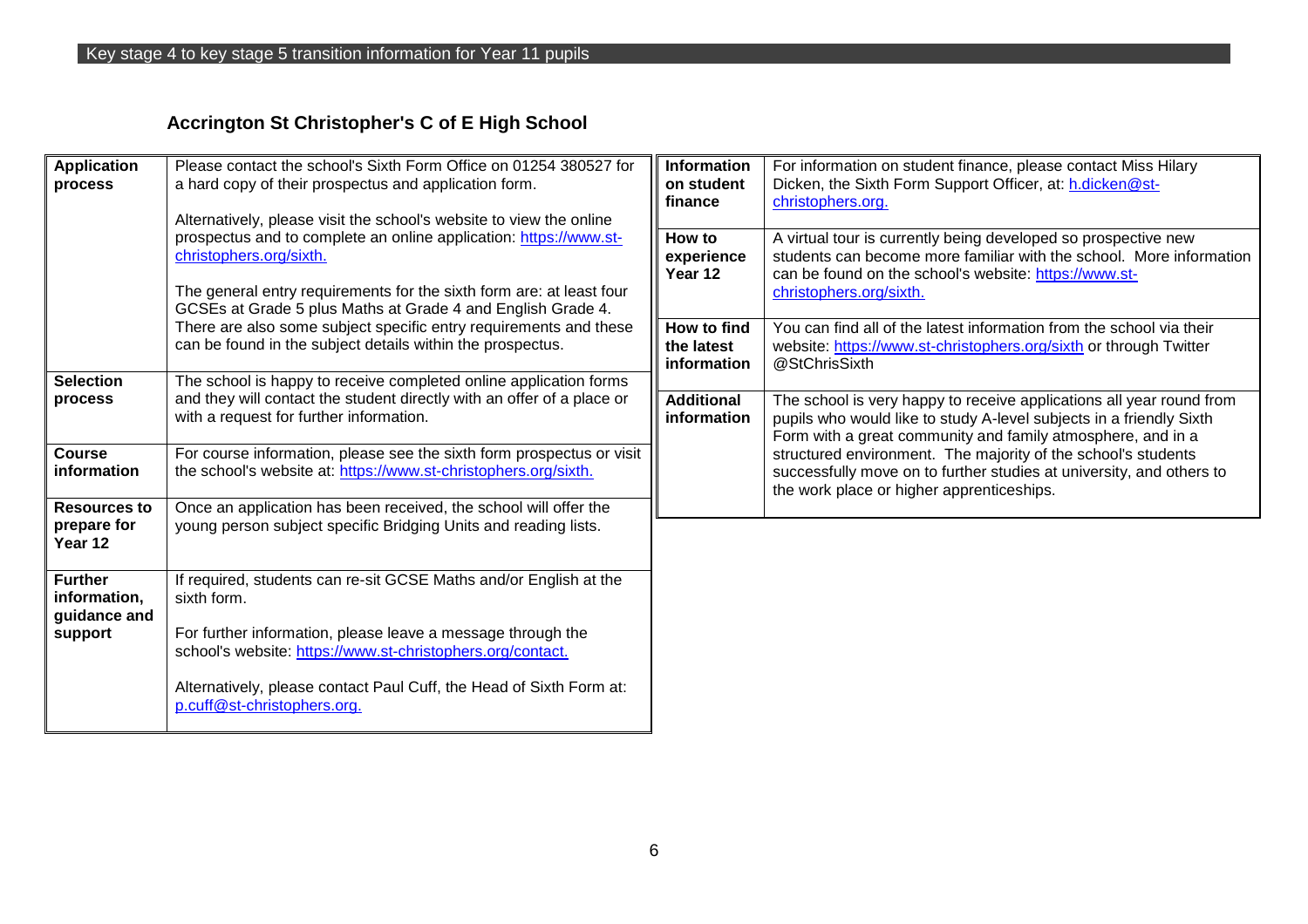## Accrington St Christopher's C of E High School

| | |
|---|---|
| **Application process** | Please contact the school's Sixth Form Office on 01254 380527 for a hard copy of their prospectus and application form.<br><br>Alternatively, please visit the school's website to view the online prospectus and to complete an online application: https://www.st-christophers.org/sixth.<br><br>The general entry requirements for the sixth form are: at least four GCSEs at Grade 5 plus Maths at Grade 4 and English Grade 4. There are also some subject specific entry requirements and these can be found in the subject details within the prospectus. |
| **Selection process** | The school is happy to receive completed online application forms and they will contact the student directly with an offer of a place or with a request for further information. |
| **Course information** | For course information, please see the sixth form prospectus or visit the school's website at: https://www.st-christophers.org/sixth. |
| **Resources to prepare for Year 12** | Once an application has been received, the school will offer the young person subject specific Bridging Units and reading lists. |
| **Further information, guidance and support** | If required, students can re-sit GCSE Maths and/or English at the sixth form.<br><br>For further information, please leave a message through the school's website: https://www.st-christophers.org/contact.<br><br>Alternatively, please contact Paul Cuff, the Head of Sixth Form at: p.cuff@st-christophers.org. |

| | |
|---|---|
| **Information on student finance** | For information on student finance, please contact Miss Hilary Dicken, the Sixth Form Support Officer, at: h.dicken@st-christophers.org. |
| **How to experience Year 12** | A virtual tour is currently being developed so prospective new students can become more familiar with the school. More information can be found on the school's website: https://www.st-christophers.org/sixth. |
| **How to find the latest information** | You can find all of the latest information from the school via their website: https://www.st-christophers.org/sixth or through Twitter @StChrisSixth |
| **Additional information** | The school is very happy to receive applications all year round from pupils who would like to study A-level subjects in a friendly Sixth Form with a great community and family atmosphere, and in a structured environment. The majority of the school's students successfully move on to further studies at university, and others to the work place or higher apprenticeships. |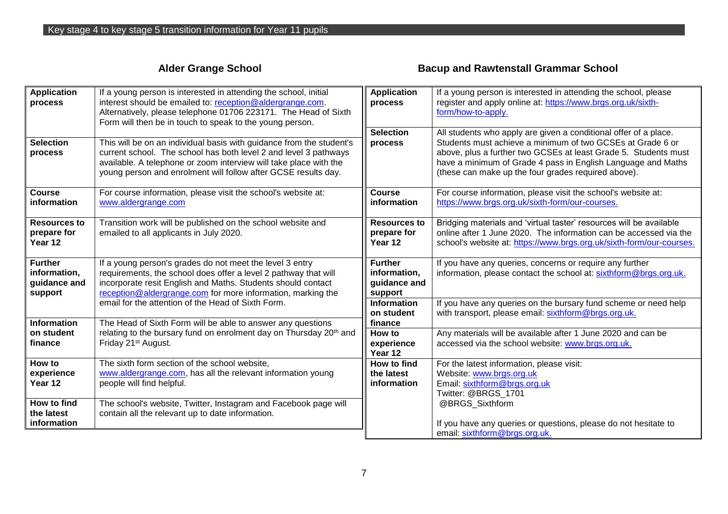Key stage 4 to key stage 5 transition information for Year 11 pupils

## Alder Grange School

| | |
|---|---|
| **Application process** | If a young person is interested in attending the school, initial interest should be emailed to: reception@aldergrange.com. Alternatively, please telephone 01706 223171. The Head of Sixth Form will then be in touch to speak to the young person. |
| **Selection process** | This will be on an individual basis with guidance from the student's current school. The school has both level 2 and level 3 pathways available. A telephone or zoom interview will take place with the young person and enrolment will follow after GCSE results day. |
| **Course information** | For course information, please visit the school's website at: www.aldergrange.com |
| **Resources to prepare for Year 12** | Transition work will be published on the school website and emailed to all applicants in July 2020. |
| **Further information, guidance and support** | If a young person's grades do not meet the level 3 entry requirements, the school does offer a level 2 pathway that will incorporate resit English and Maths. Students should contact reception@aldergrange.com for more information, marking the email for the attention of the Head of Sixth Form. |
| **Information on student finance** | The Head of Sixth Form will be able to answer any questions relating to the bursary fund on enrolment day on Thursday 20th and Friday 21st August. |
| **How to experience Year 12** | The sixth form section of the school website, www.aldergrange.com, has all the relevant information young people will find helpful. |
| **How to find the latest information** | The school's website, Twitter, Instagram and Facebook page will contain all the relevant up to date information. |

## Bacup and Rawtenstall Grammar School

| | |
|---|---|
| **Application process** | If a young person is interested in attending the school, please register and apply online at: https://www.brgs.org.uk/sixth-form/how-to-apply. |
| **Selection process** | All students who apply are given a conditional offer of a place. Students must achieve a minimum of two GCSEs at Grade 6 or above, plus a further two GCSEs at least Grade 5. Students must have a minimum of Grade 4 pass in English Language and Maths (these can make up the four grades required above). |
| **Course information** | For course information, please visit the school's website at: https://www.brgs.org.uk/sixth-form/our-courses. |
| **Resources to prepare for Year 12** | Bridging materials and 'virtual taster' resources will be available online after 1 June 2020. The information can be accessed via the school's website at: https://www.brgs.org.uk/sixth-form/our-courses. |
| **Further information, guidance and support** | If you have any queries, concerns or require any further information, please contact the school at: sixthform@brgs.org.uk. |
| **Information on student finance** | If you have any queries on the bursary fund scheme or need help with transport, please email: sixthform@brgs.org.uk. |
| **How to experience Year 12** | Any materials will be available after 1 June 2020 and can be accessed via the school website: www.brgs.org.uk. |
| **How to find the latest information** | For the latest information, please visit:<br>Website: www.brgs.org.uk<br>Email: sixthform@brgs.org.uk<br>Twitter: @BRGS_1701<br>@BRGS_Sixthform<br><br>If you have any queries or questions, please do not hesitate to email: sixthform@brgs.org.uk. |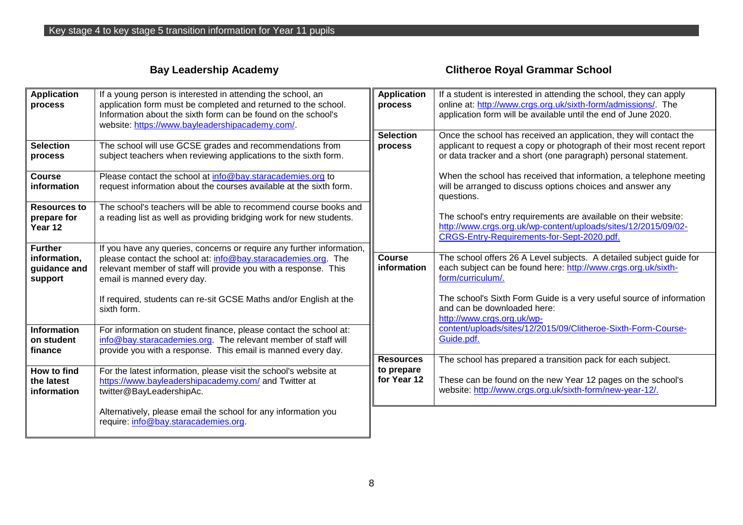## Bay Leadership Academy

| | |
|---|---|
| **Application process** | If a young person is interested in attending the school, an application form must be completed and returned to the school. Information about the sixth form can be found on the school's website: https://www.bayleadershipacademy.com/. |
| **Selection process** | The school will use GCSE grades and recommendations from subject teachers when reviewing applications to the sixth form. |
| **Course information** | Please contact the school at info@bay.staracademies.org to request information about the courses available at the sixth form. |
| **Resources to prepare for Year 12** | The school's teachers will be able to recommend course books and a reading list as well as providing bridging work for new students. |
| **Further information, guidance and support** | If you have any queries, concerns or require any further information, please contact the school at: info@bay.staracademies.org. The relevant member of staff will provide you with a response. This email is manned every day.<br><br>If required, students can re-sit GCSE Maths and/or English at the sixth form. |
| **Information on student finance** | For information on student finance, please contact the school at: info@bay.staracademies.org. The relevant member of staff will provide you with a response. This email is manned every day. |
| **How to find the latest information** | For the latest information, please visit the school's website at https://www.bayleadershipacademy.com/ and Twitter at twitter@BayLeadershipAc.<br><br>Alternatively, please email the school for any information you require: info@bay.staracademies.org. |

## Clitheroe Royal Grammar School

| | |
|---|---|
| **Application process** | If a student is interested in attending the school, they can apply online at: http://www.crgs.org.uk/sixth-form/admissions/. The application form will be available until the end of June 2020. |
| **Selection process** | Once the school has received an application, they will contact the applicant to request a copy or photograph of their most recent report or data tracker and a short (one paragraph) personal statement.<br><br>When the school has received that information, a telephone meeting will be arranged to discuss options choices and answer any questions.<br><br>The school's entry requirements are available on their website: http://www.crgs.org.uk/wp-content/uploads/sites/12/2015/09/02-CRGS-Entry-Requirements-for-Sept-2020.pdf. |
| **Course information** | The school offers 26 A Level subjects. A detailed subject guide for each subject can be found here: http://www.crgs.org.uk/sixth-form/curriculum/.<br><br>The school's Sixth Form Guide is a very useful source of information and can be downloaded here: http://www.crgs.org.uk/wp-content/uploads/sites/12/2015/09/Clitheroe-Sixth-Form-Course-Guide.pdf. |
| **Resources to prepare for Year 12** | The school has prepared a transition pack for each subject.<br><br>These can be found on the new Year 12 pages on the school's website: http://www.crgs.org.uk/sixth-form/new-year-12/. |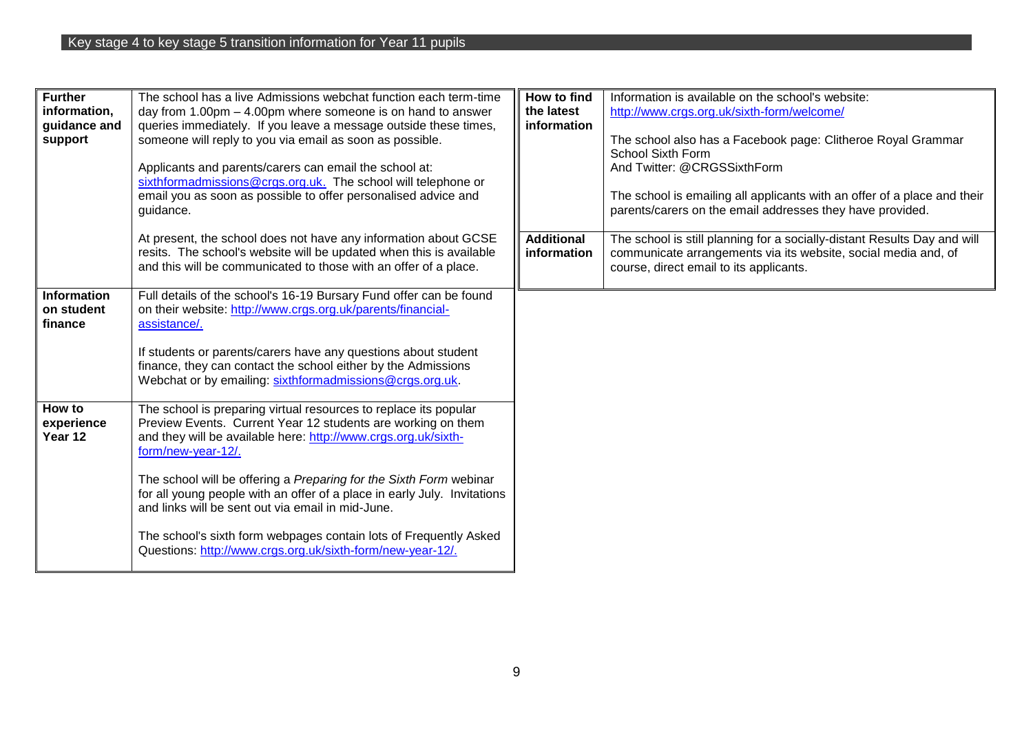## Key stage 4 to key stage 5 transition information for Year 11 pupils

| | |
|---|---|
| **Further information, guidance and support** | The school has a live Admissions webchat function each term-time day from 1.00pm – 4.00pm where someone is on hand to answer queries immediately. If you leave a message outside these times, someone will reply to you via email as soon as possible.<br><br>Applicants and parents/carers can email the school at: sixthformadmissions@crgs.org.uk. The school will telephone or email you as soon as possible to offer personalised advice and guidance.<br><br>At present, the school does not have any information about GCSE resits. The school's website will be updated when this is available and this will be communicated to those with an offer of a place. |
| **Information on student finance** | Full details of the school's 16-19 Bursary Fund offer can be found on their website: http://www.crgs.org.uk/parents/financial-assistance/.<br><br>If students or parents/carers have any questions about student finance, they can contact the school either by the Admissions Webchat or by emailing: sixthformadmissions@crgs.org.uk. |
| **How to experience Year 12** | The school is preparing virtual resources to replace its popular Preview Events. Current Year 12 students are working on them and they will be available here: http://www.crgs.org.uk/sixth-form/new-year-12/.<br><br>The school will be offering a *Preparing for the Sixth Form* webinar for all young people with an offer of a place in early July. Invitations and links will be sent out via email in mid-June.<br><br>The school's sixth form webpages contain lots of Frequently Asked Questions: http://www.crgs.org.uk/sixth-form/new-year-12/. |

| | |
|---|---|
| **How to find the latest information** | Information is available on the school's website: http://www.crgs.org.uk/sixth-form/welcome/<br><br>The school also has a Facebook page: Clitheroe Royal Grammar School Sixth Form<br>And Twitter: @CRGSSixthForm<br><br>The school is emailing all applicants with an offer of a place and their parents/carers on the email addresses they have provided. |
| **Additional information** | The school is still planning for a socially-distant Results Day and will communicate arrangements via its website, social media and, of course, direct email to its applicants. |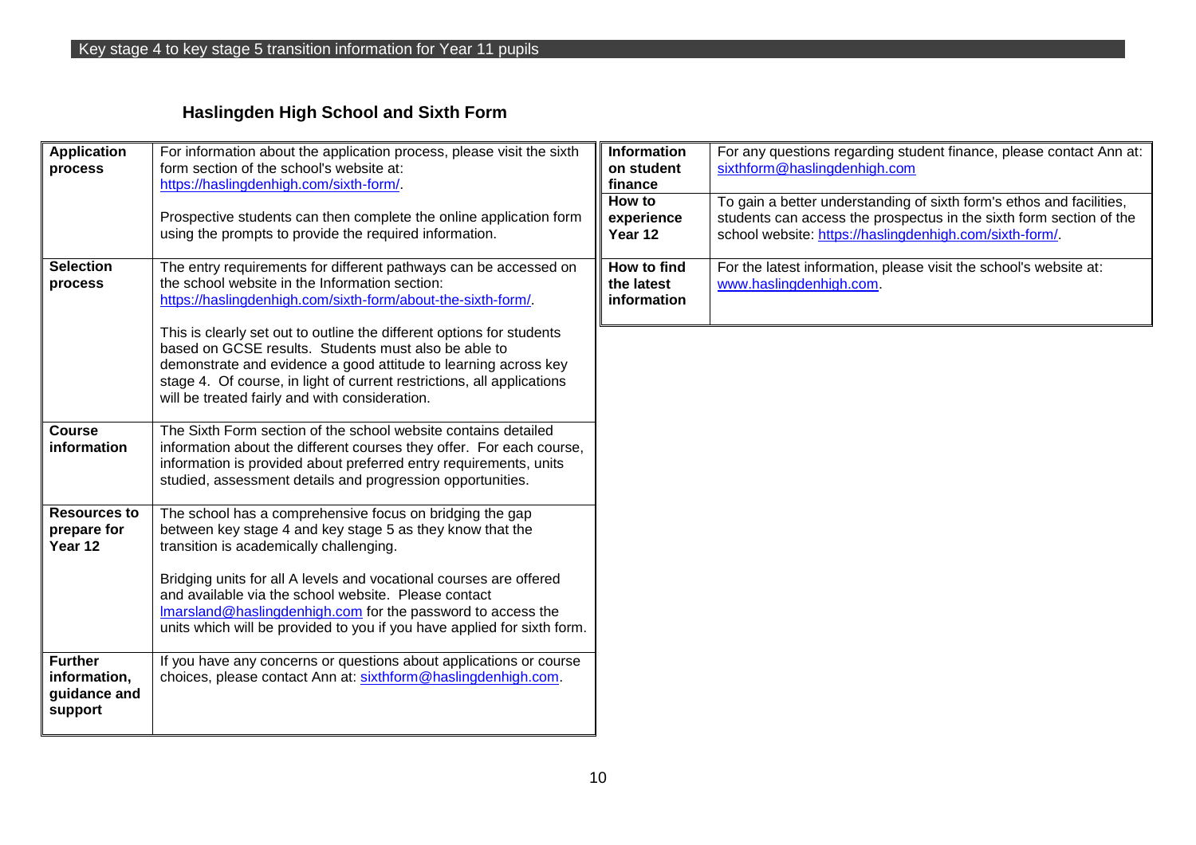## Haslingden High School and Sixth Form

| | |
|---|---|
| **Application process** | For information about the application process, please visit the sixth form section of the school's website at: https://haslingdenhigh.com/sixth-form/.<br><br>Prospective students can then complete the online application form using the prompts to provide the required information. |
| **Selection process** | The entry requirements for different pathways can be accessed on the school website in the Information section: https://haslingdenhigh.com/sixth-form/about-the-sixth-form/.<br><br>This is clearly set out to outline the different options for students based on GCSE results. Students must also be able to demonstrate and evidence a good attitude to learning across key stage 4. Of course, in light of current restrictions, all applications will be treated fairly and with consideration. |
| **Course information** | The Sixth Form section of the school website contains detailed information about the different courses they offer. For each course, information is provided about preferred entry requirements, units studied, assessment details and progression opportunities. |
| **Resources to prepare for Year 12** | The school has a comprehensive focus on bridging the gap between key stage 4 and key stage 5 as they know that the transition is academically challenging.<br><br>Bridging units for all A levels and vocational courses are offered and available via the school website. Please contact lmarsland@haslingdenhigh.com for the password to access the units which will be provided to you if you have applied for sixth form. |
| **Further information, guidance and support** | If you have any concerns or questions about applications or course choices, please contact Ann at: sixthform@haslingdenhigh.com. |
| **Information on student finance** | For any questions regarding student finance, please contact Ann at: sixthform@haslingdenhigh.com |
| **How to experience Year 12** | To gain a better understanding of sixth form's ethos and facilities, students can access the prospectus in the sixth form section of the school website: https://haslingdenhigh.com/sixth-form/. |
| **How to find the latest information** | For the latest information, please visit the school's website at: www.haslingdenhigh.com. |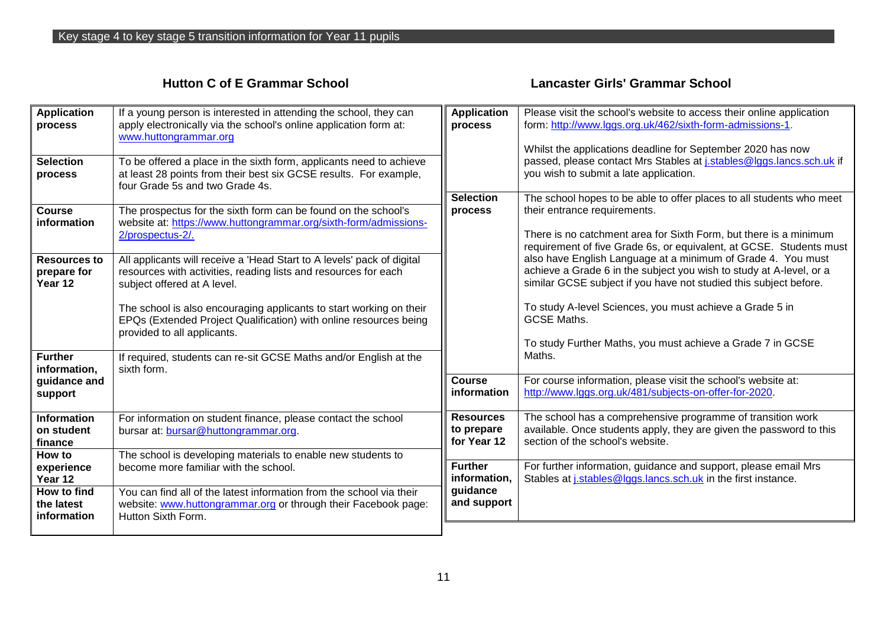## Hutton C of E Grammar School

| | |
|---|---|
| **Application process** | If a young person is interested in attending the school, they can apply electronically via the school's online application form at: www.huttongrammar.org |
| **Selection process** | To be offered a place in the sixth form, applicants need to achieve at least 28 points from their best six GCSE results. For example, four Grade 5s and two Grade 4s. |
| **Course information** | The prospectus for the sixth form can be found on the school's website at: https://www.huttongrammar.org/sixth-form/admissions-2/prospectus-2/. |
| **Resources to prepare for Year 12** | All applicants will receive a 'Head Start to A levels' pack of digital resources with activities, reading lists and resources for each subject offered at A level.<br><br>The school is also encouraging applicants to start working on their EPQs (Extended Project Qualification) with online resources being provided to all applicants. |
| **Further information, guidance and support** | If required, students can re-sit GCSE Maths and/or English at the sixth form. |
| **Information on student finance** | For information on student finance, please contact the school bursar at: bursar@huttongrammar.org. |
| **How to experience Year 12** | The school is developing materials to enable new students to become more familiar with the school. |
| **How to find the latest information** | You can find all of the latest information from the school via their website: www.huttongrammar.org or through their Facebook page: Hutton Sixth Form. |

## Lancaster Girls' Grammar School

| | |
|---|---|
| **Application process** | Please visit the school's website to access their online application form: http://www.lggs.org.uk/462/sixth-form-admissions-1.<br><br>Whilst the applications deadline for September 2020 has now passed, please contact Mrs Stables at j.stables@lggs.lancs.sch.uk if you wish to submit a late application. |
| **Selection process** | The school hopes to be able to offer places to all students who meet their entrance requirements.<br><br>There is no catchment area for Sixth Form, but there is a minimum requirement of five Grade 6s, or equivalent, at GCSE. Students must also have English Language at a minimum of Grade 4. You must achieve a Grade 6 in the subject you wish to study at A-level, or a similar GCSE subject if you have not studied this subject before.<br><br>To study A-level Sciences, you must achieve a Grade 5 in GCSE Maths.<br><br>To study Further Maths, you must achieve a Grade 7 in GCSE Maths. |
| **Course information** | For course information, please visit the school's website at: http://www.lggs.org.uk/481/subjects-on-offer-for-2020. |
| **Resources to prepare for Year 12** | The school has a comprehensive programme of transition work available. Once students apply, they are given the password to this section of the school's website. |
| **Further information, guidance and support** | For further information, guidance and support, please email Mrs Stables at j.stables@lggs.lancs.sch.uk in the first instance. |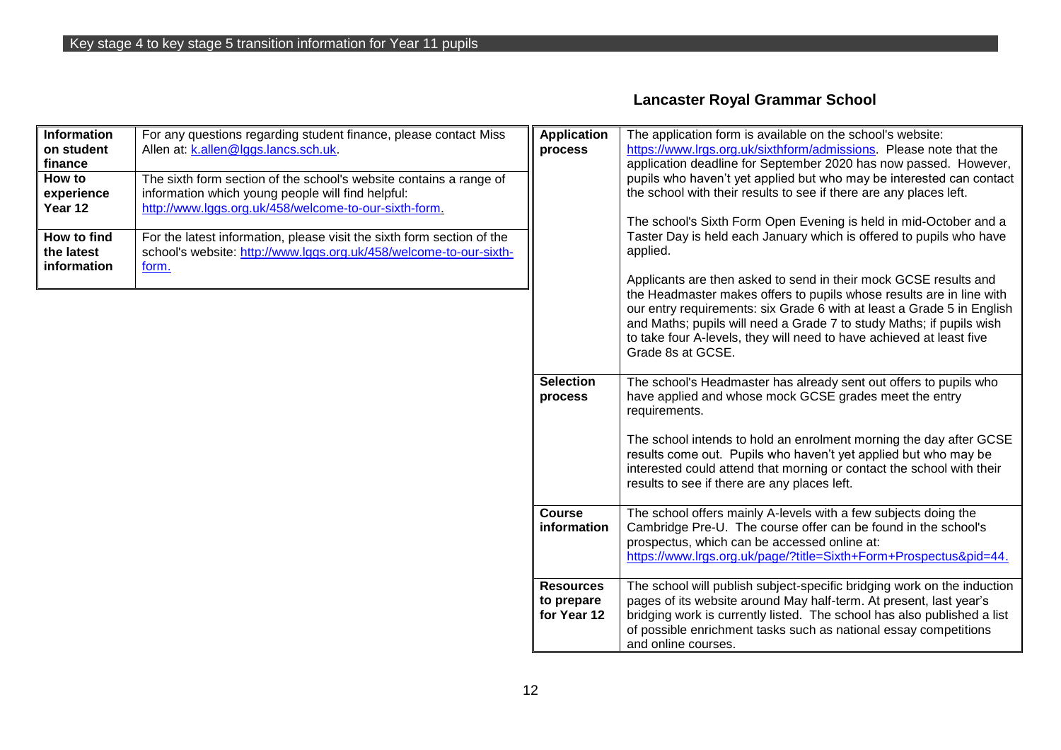Key stage 4 to key stage 5 transition information for Year 11 pupils

## Lancaster Royal Grammar School

| | |
|---|---|
| **Information on student finance** | For any questions regarding student finance, please contact Miss Allen at: k.allen@lggs.lancs.sch.uk. |
| **How to experience Year 12** | The sixth form section of the school's website contains a range of information which young people will find helpful: http://www.lggs.org.uk/458/welcome-to-our-sixth-form. |
| **How to find the latest information** | For the latest information, please visit the sixth form section of the school's website: http://www.lggs.org.uk/458/welcome-to-our-sixth-form. |

| | |
|---|---|
| **Application process** | The application form is available on the school's website: https://www.lrgs.org.uk/sixthform/admissions. Please note that the application deadline for September 2020 has now passed. However, pupils who haven't yet applied but who may be interested can contact the school with their results to see if there are any places left.<br><br>The school's Sixth Form Open Evening is held in mid-October and a Taster Day is held each January which is offered to pupils who have applied.<br><br>Applicants are then asked to send in their mock GCSE results and the Headmaster makes offers to pupils whose results are in line with our entry requirements: six Grade 6 with at least a Grade 5 in English and Maths; pupils will need a Grade 7 to study Maths; if pupils wish to take four A-levels, they will need to have achieved at least five Grade 8s at GCSE. |
| **Selection process** | The school's Headmaster has already sent out offers to pupils who have applied and whose mock GCSE grades meet the entry requirements.<br><br>The school intends to hold an enrolment morning the day after GCSE results come out. Pupils who haven't yet applied but who may be interested could attend that morning or contact the school with their results to see if there are any places left. |
| **Course information** | The school offers mainly A-levels with a few subjects doing the Cambridge Pre-U. The course offer can be found in the school's prospectus, which can be accessed online at: https://www.lrgs.org.uk/page/?title=Sixth+Form+Prospectus&pid=44. |
| **Resources to prepare for Year 12** | The school will publish subject-specific bridging work on the induction pages of its website around May half-term. At present, last year's bridging work is currently listed. The school has also published a list of possible enrichment tasks such as national essay competitions and online courses. |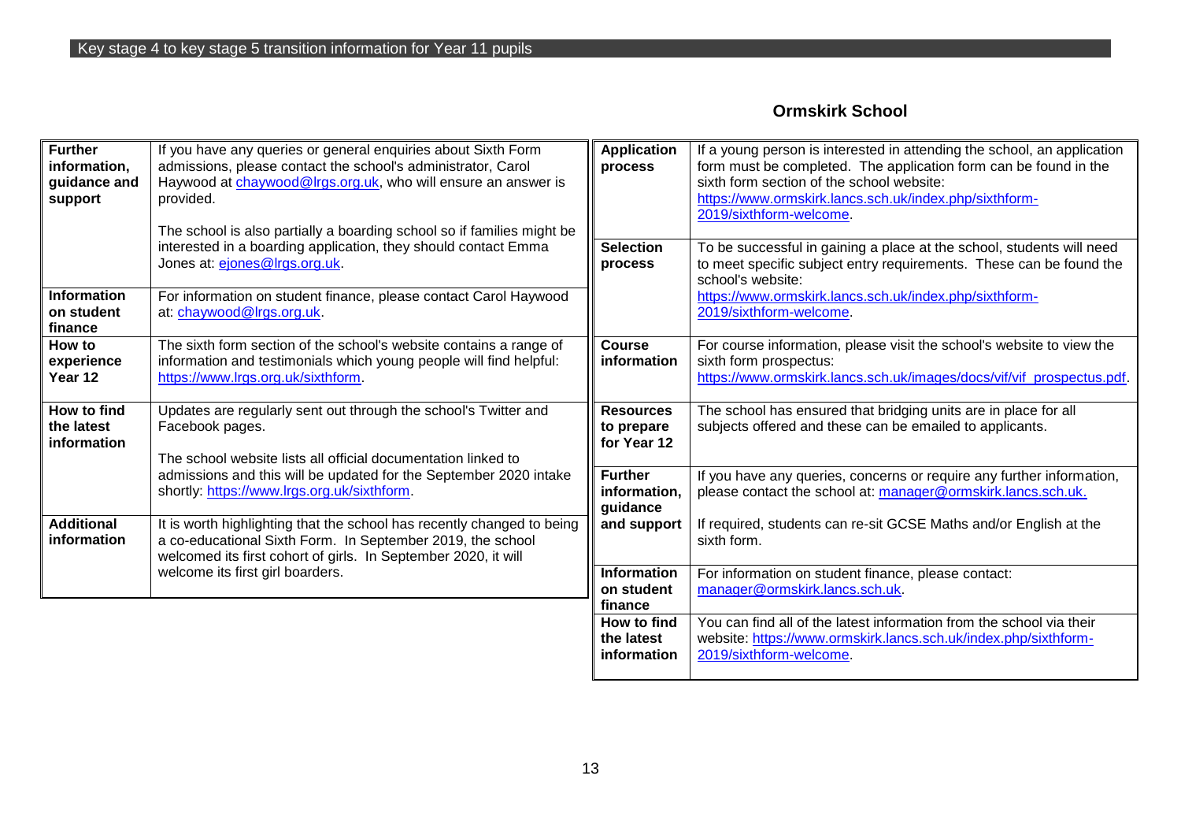| | |
|---|---|
| **Further information, guidance and support** | If you have any queries or general enquiries about Sixth Form admissions, please contact the school's administrator, Carol Haywood at chaywood@lrgs.org.uk, who will ensure an answer is provided.<br><br>The school is also partially a boarding school so if families might be interested in a boarding application, they should contact Emma Jones at: ejones@lrgs.org.uk. |
| **Information on student finance** | For information on student finance, please contact Carol Haywood at: chaywood@lrgs.org.uk. |
| **How to experience Year 12** | The sixth form section of the school's website contains a range of information and testimonials which young people will find helpful: https://www.lrgs.org.uk/sixthform. |
| **How to find the latest information** | Updates are regularly sent out through the school's Twitter and Facebook pages.<br><br>The school website lists all official documentation linked to admissions and this will be updated for the September 2020 intake shortly: https://www.lrgs.org.uk/sixthform. |
| **Additional information** | It is worth highlighting that the school has recently changed to being a co-educational Sixth Form. In September 2019, the school welcomed its first cohort of girls. In September 2020, it will welcome its first girl boarders. |

## Ormskirk School

| | |
|---|---|
| **Application process** | If a young person is interested in attending the school, an application form must be completed. The application form can be found in the sixth form section of the school website: https://www.ormskirk.lancs.sch.uk/index.php/sixthform-2019/sixthform-welcome. |
| **Selection process** | To be successful in gaining a place at the school, students will need to meet specific subject entry requirements. These can be found the school's website: https://www.ormskirk.lancs.sch.uk/index.php/sixthform-2019/sixthform-welcome. |
| **Course information** | For course information, please visit the school's website to view the sixth form prospectus: https://www.ormskirk.lancs.sch.uk/images/docs/vif/vif_prospectus.pdf. |
| **Resources to prepare for Year 12** | The school has ensured that bridging units are in place for all subjects offered and these can be emailed to applicants. |
| **Further information, guidance and support** | If you have any queries, concerns or require any further information, please contact the school at: manager@ormskirk.lancs.sch.uk.<br><br>If required, students can re-sit GCSE Maths and/or English at the sixth form. |
| **Information on student finance** | For information on student finance, please contact: manager@ormskirk.lancs.sch.uk. |
| **How to find the latest information** | You can find all of the latest information from the school via their website: https://www.ormskirk.lancs.sch.uk/index.php/sixthform-2019/sixthform-welcome. |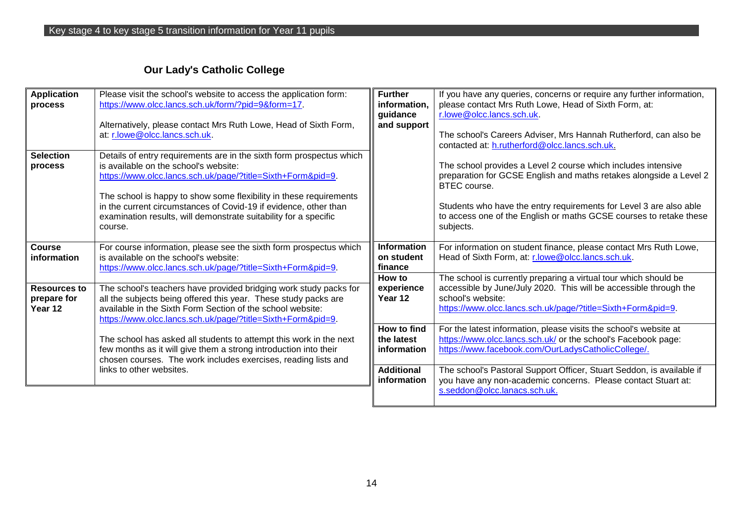## Our Lady's Catholic College

| | |
|---|---|
| **Application process** | Please visit the school's website to access the application form: https://www.olcc.lancs.sch.uk/form/?pid=9&form=17.<br><br>Alternatively, please contact Mrs Ruth Lowe, Head of Sixth Form, at: r.lowe@olcc.lancs.sch.uk. |
| **Selection process** | Details of entry requirements are in the sixth form prospectus which is available on the school's website: https://www.olcc.lancs.sch.uk/page/?title=Sixth+Form&pid=9.<br><br>The school is happy to show some flexibility in these requirements in the current circumstances of Covid-19 if evidence, other than examination results, will demonstrate suitability for a specific course. |
| **Course information** | For course information, please see the sixth form prospectus which is available on the school's website: https://www.olcc.lancs.sch.uk/page/?title=Sixth+Form&pid=9. |
| **Resources to prepare for Year 12** | The school's teachers have provided bridging work study packs for all the subjects being offered this year. These study packs are available in the Sixth Form Section of the school website: https://www.olcc.lancs.sch.uk/page/?title=Sixth+Form&pid=9.<br><br>The school has asked all students to attempt this work in the next few months as it will give them a strong introduction into their chosen courses. The work includes exercises, reading lists and links to other websites. |
| **Further information, guidance and support** | If you have any queries, concerns or require any further information, please contact Mrs Ruth Lowe, Head of Sixth Form, at: r.lowe@olcc.lancs.sch.uk.<br><br>The school's Careers Adviser, Mrs Hannah Rutherford, can also be contacted at: h.rutherford@olcc.lancs.sch.uk.<br><br>The school provides a Level 2 course which includes intensive preparation for GCSE English and maths retakes alongside a Level 2 BTEC course.<br><br>Students who have the entry requirements for Level 3 are also able to access one of the English or maths GCSE courses to retake these subjects. |
| **Information on student finance** | For information on student finance, please contact Mrs Ruth Lowe, Head of Sixth Form, at: r.lowe@olcc.lancs.sch.uk. |
| **How to experience Year 12** | The school is currently preparing a virtual tour which should be accessible by June/July 2020. This will be accessible through the school's website: https://www.olcc.lancs.sch.uk/page/?title=Sixth+Form&pid=9. |
| **How to find the latest information** | For the latest information, please visits the school's website at https://www.olcc.lancs.sch.uk/ or the school's Facebook page: https://www.facebook.com/OurLadysCatholicCollege/. |
| **Additional information** | The school's Pastoral Support Officer, Stuart Seddon, is available if you have any non-academic concerns. Please contact Stuart at: s.seddon@olcc.lanacs.sch.uk. |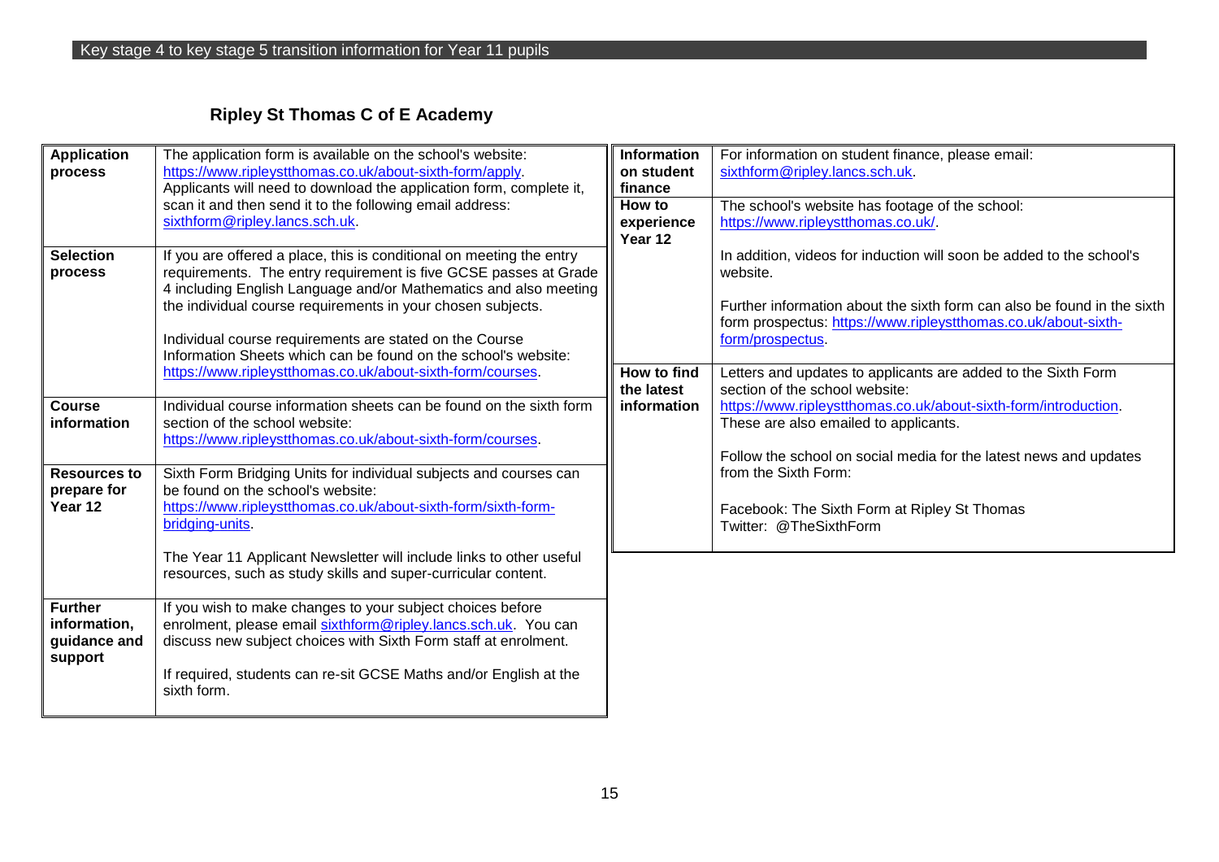Key stage 4 to key stage 5 transition information for Year 11 pupils

## Ripley St Thomas C of E Academy

| | |
|---|---|
| **Application process** | The application form is available on the school's website: https://www.ripleystthomas.co.uk/about-sixth-form/apply. Applicants will need to download the application form, complete it, scan it and then send it to the following email address: sixthform@ripley.lancs.sch.uk. |
| **Selection process** | If you are offered a place, this is conditional on meeting the entry requirements. The entry requirement is five GCSE passes at Grade 4 including English Language and/or Mathematics and also meeting the individual course requirements in your chosen subjects.<br><br>Individual course requirements are stated on the Course Information Sheets which can be found on the school's website: https://www.ripleystthomas.co.uk/about-sixth-form/courses. |
| **Course information** | Individual course information sheets can be found on the sixth form section of the school website: https://www.ripleystthomas.co.uk/about-sixth-form/courses. |
| **Resources to prepare for Year 12** | Sixth Form Bridging Units for individual subjects and courses can be found on the school's website: https://www.ripleystthomas.co.uk/about-sixth-form/sixth-form-bridging-units.<br><br>The Year 11 Applicant Newsletter will include links to other useful resources, such as study skills and super-curricular content. |
| **Further information, guidance and support** | If you wish to make changes to your subject choices before enrolment, please email sixthform@ripley.lancs.sch.uk. You can discuss new subject choices with Sixth Form staff at enrolment.<br><br>If required, students can re-sit GCSE Maths and/or English at the sixth form. |
| **Information on student finance** | For information on student finance, please email: sixthform@ripley.lancs.sch.uk. |
| **How to experience Year 12** | The school's website has footage of the school: https://www.ripleystthomas.co.uk/.<br><br>In addition, videos for induction will soon be added to the school's website.<br><br>Further information about the sixth form can also be found in the sixth form prospectus: https://www.ripleystthomas.co.uk/about-sixth-form/prospectus. |
| **How to find the latest information** | Letters and updates to applicants are added to the Sixth Form section of the school website: https://www.ripleystthomas.co.uk/about-sixth-form/introduction. These are also emailed to applicants.<br><br>Follow the school on social media for the latest news and updates from the Sixth Form:<br><br>Facebook: The Sixth Form at Ripley St Thomas<br>Twitter: @TheSixthForm |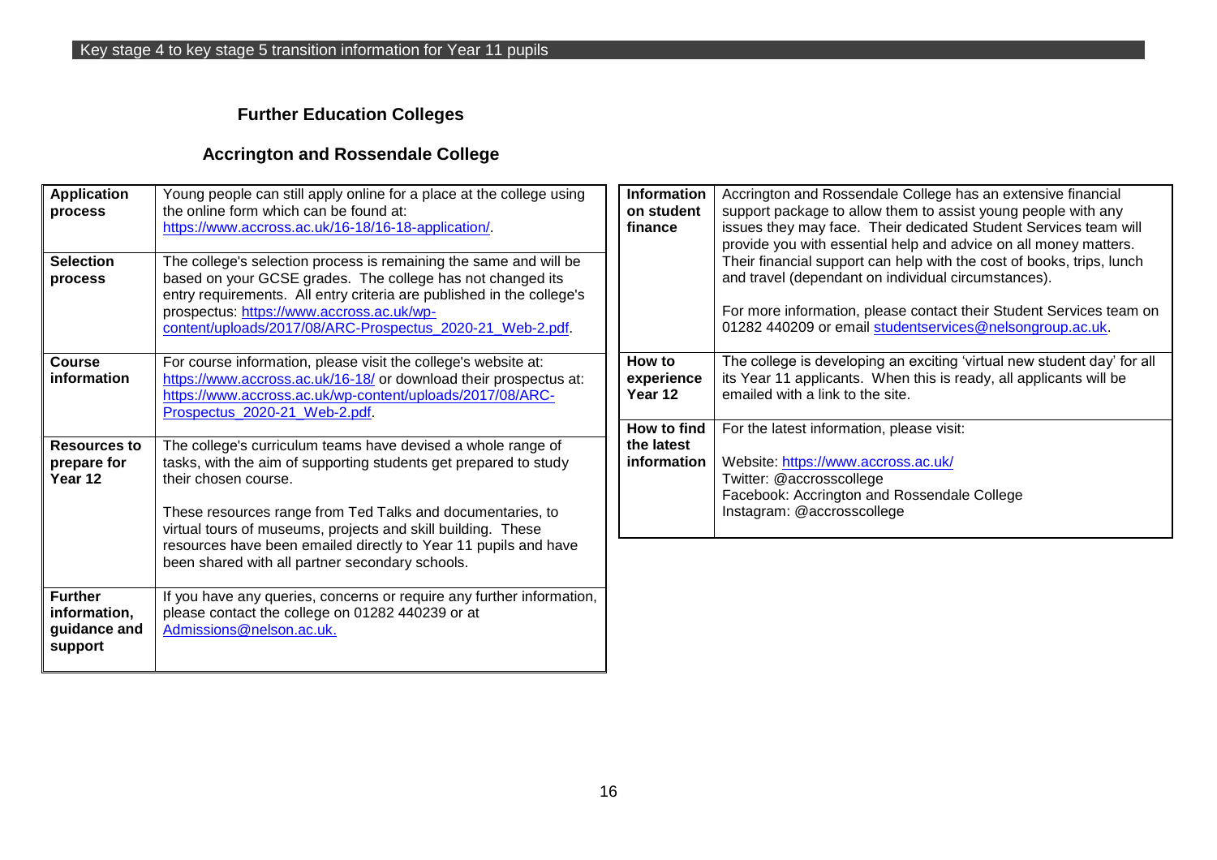## Further Education Colleges

### Accrington and Rossendale College

| | |
|---|---|
| **Application process** | Young people can still apply online for a place at the college using the online form which can be found at: https://www.accross.ac.uk/16-18/16-18-application/. |
| **Selection process** | The college's selection process is remaining the same and will be based on your GCSE grades. The college has not changed its entry requirements. All entry criteria are published in the college's prospectus: https://www.accross.ac.uk/wp-content/uploads/2017/08/ARC-Prospectus_2020-21_Web-2.pdf. |
| **Course information** | For course information, please visit the college's website at: https://www.accross.ac.uk/16-18/ or download their prospectus at: https://www.accross.ac.uk/wp-content/uploads/2017/08/ARC-Prospectus_2020-21_Web-2.pdf. |
| **Resources to prepare for Year 12** | The college's curriculum teams have devised a whole range of tasks, with the aim of supporting students get prepared to study their chosen course.<br><br>These resources range from Ted Talks and documentaries, to virtual tours of museums, projects and skill building. These resources have been emailed directly to Year 11 pupils and have been shared with all partner secondary schools. |
| **Further information, guidance and support** | If you have any queries, concerns or require any further information, please contact the college on 01282 440239 or at Admissions@nelson.ac.uk. |
| **Information on student finance** | Accrington and Rossendale College has an extensive financial support package to allow them to assist young people with any issues they may face. Their dedicated Student Services team will provide you with essential help and advice on all money matters. Their financial support can help with the cost of books, trips, lunch and travel (dependant on individual circumstances).<br><br>For more information, please contact their Student Services team on 01282 440209 or email studentservices@nelsongroup.ac.uk. |
| **How to experience Year 12** | The college is developing an exciting 'virtual new student day' for all its Year 11 applicants. When this is ready, all applicants will be emailed with a link to the site. |
| **How to find the latest information** | For the latest information, please visit:<br><br>Website: https://www.accross.ac.uk/<br>Twitter: @accrosscollege<br>Facebook: Accrington and Rossendale College<br>Instagram: @accrosscollege |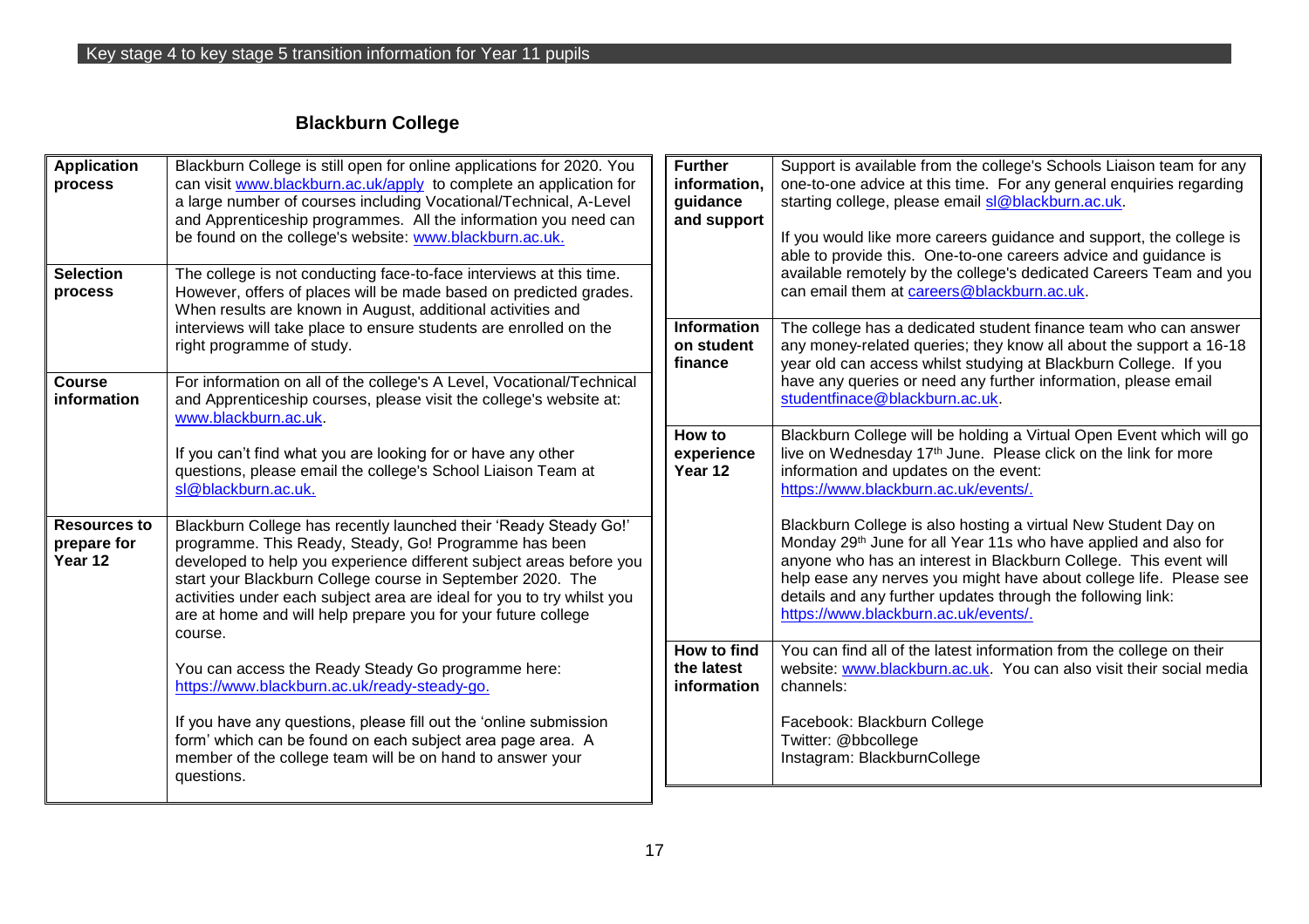## Blackburn College

| | |
|---|---|
| **Application process** | Blackburn College is still open for online applications for 2020. You can visit www.blackburn.ac.uk/apply to complete an application for a large number of courses including Vocational/Technical, A-Level and Apprenticeship programmes. All the information you need can be found on the college's website: www.blackburn.ac.uk. |
| **Selection process** | The college is not conducting face-to-face interviews at this time. However, offers of places will be made based on predicted grades. When results are known in August, additional activities and interviews will take place to ensure students are enrolled on the right programme of study. |
| **Course information** | For information on all of the college's A Level, Vocational/Technical and Apprenticeship courses, please visit the college's website at: www.blackburn.ac.uk.<br><br>If you can't find what you are looking for or have any other questions, please email the college's School Liaison Team at sl@blackburn.ac.uk. |
| **Resources to prepare for Year 12** | Blackburn College has recently launched their 'Ready Steady Go!' programme. This Ready, Steady, Go! Programme has been developed to help you experience different subject areas before you start your Blackburn College course in September 2020. The activities under each subject area are ideal for you to try whilst you are at home and will help prepare you for your future college course.<br><br>You can access the Ready Steady Go programme here: https://www.blackburn.ac.uk/ready-steady-go.<br><br>If you have any questions, please fill out the 'online submission form' which can be found on each subject area page area. A member of the college team will be on hand to answer your questions. |

| | |
|---|---|
| **Further information, guidance and support** | Support is available from the college's Schools Liaison team for any one-to-one advice at this time. For any general enquiries regarding starting college, please email sl@blackburn.ac.uk.<br><br>If you would like more careers guidance and support, the college is able to provide this. One-to-one careers advice and guidance is available remotely by the college's dedicated Careers Team and you can email them at careers@blackburn.ac.uk. |
| **Information on student finance** | The college has a dedicated student finance team who can answer any money-related queries; they know all about the support a 16-18 year old can access whilst studying at Blackburn College. If you have any queries or need any further information, please email studentfinace@blackburn.ac.uk. |
| **How to experience Year 12** | Blackburn College will be holding a Virtual Open Event which will go live on Wednesday 17th June. Please click on the link for more information and updates on the event: https://www.blackburn.ac.uk/events/.<br><br>Blackburn College is also hosting a virtual New Student Day on Monday 29th June for all Year 11s who have applied and also for anyone who has an interest in Blackburn College. This event will help ease any nerves you might have about college life. Please see details and any further updates through the following link: https://www.blackburn.ac.uk/events/. |
| **How to find the latest information** | You can find all of the latest information from the college on their website: www.blackburn.ac.uk. You can also visit their social media channels:<br><br>Facebook: Blackburn College<br>Twitter: @bbcollege<br>Instagram: BlackburnCollege |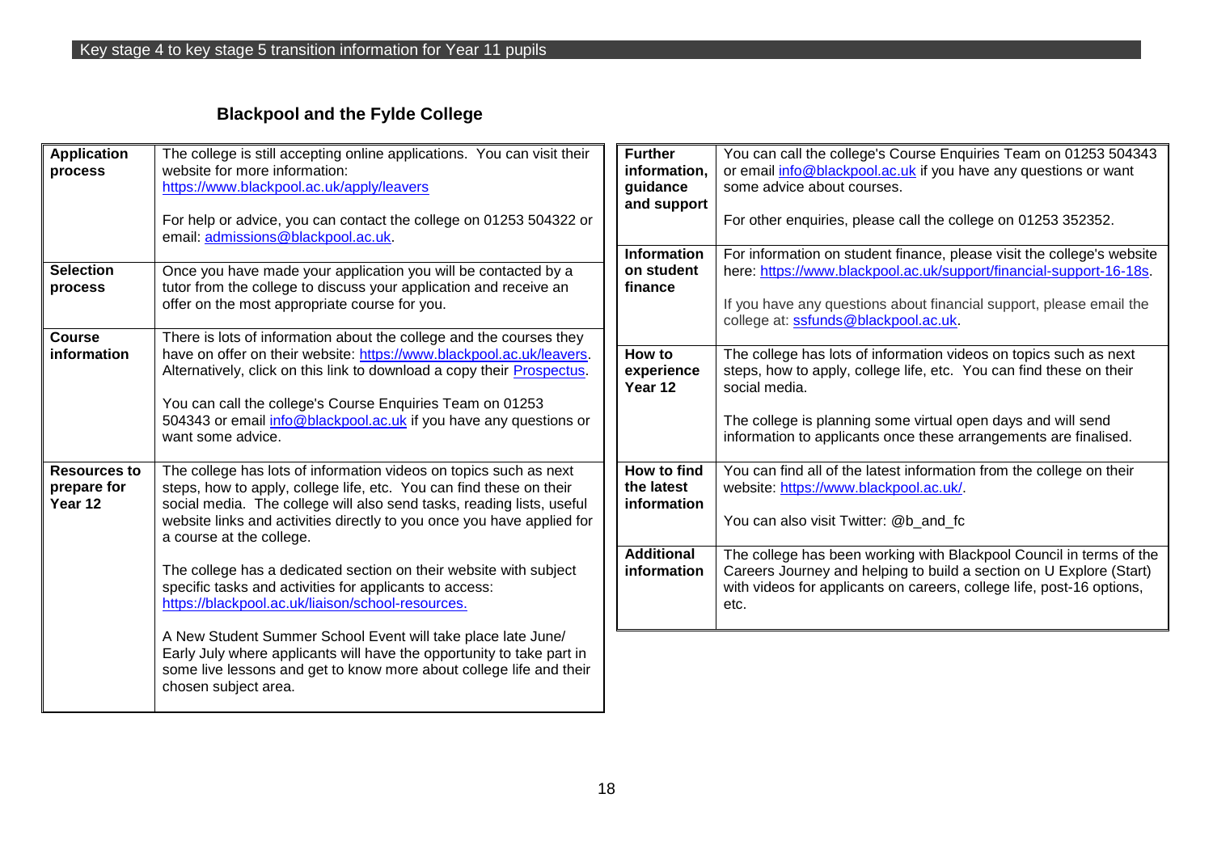## Blackpool and the Fylde College

| | |
|---|---|
| **Application process** | The college is still accepting online applications. You can visit their website for more information: https://www.blackpool.ac.uk/apply/leavers<br><br>For help or advice, you can contact the college on 01253 504322 or email: admissions@blackpool.ac.uk. |
| **Selection process** | Once you have made your application you will be contacted by a tutor from the college to discuss your application and receive an offer on the most appropriate course for you. |
| **Course information** | There is lots of information about the college and the courses they have on offer on their website: https://www.blackpool.ac.uk/leavers. Alternatively, click on this link to download a copy their Prospectus.<br><br>You can call the college's Course Enquiries Team on 01253 504343 or email info@blackpool.ac.uk if you have any questions or want some advice. |
| **Resources to prepare for Year 12** | The college has lots of information videos on topics such as next steps, how to apply, college life, etc. You can find these on their social media. The college will also send tasks, reading lists, useful website links and activities directly to you once you have applied for a course at the college.<br><br>The college has a dedicated section on their website with subject specific tasks and activities for applicants to access: https://blackpool.ac.uk/liaison/school-resources.<br><br>A New Student Summer School Event will take place late June/ Early July where applicants will have the opportunity to take part in some live lessons and get to know more about college life and their chosen subject area. |
| **Further information, guidance and support** | You can call the college's Course Enquiries Team on 01253 504343 or email info@blackpool.ac.uk if you have any questions or want some advice about courses.<br><br>For other enquiries, please call the college on 01253 352352. |
| **Information on student finance** | For information on student finance, please visit the college's website here: https://www.blackpool.ac.uk/support/financial-support-16-18s.<br><br>If you have any questions about financial support, please email the college at: ssfunds@blackpool.ac.uk. |
| **How to experience Year 12** | The college has lots of information videos on topics such as next steps, how to apply, college life, etc. You can find these on their social media.<br><br>The college is planning some virtual open days and will send information to applicants once these arrangements are finalised. |
| **How to find the latest information** | You can find all of the latest information from the college on their website: https://www.blackpool.ac.uk/.<br><br>You can also visit Twitter: @b_and_fc |
| **Additional information** | The college has been working with Blackpool Council in terms of the Careers Journey and helping to build a section on U Explore (Start) with videos for applicants on careers, college life, post-16 options, etc. |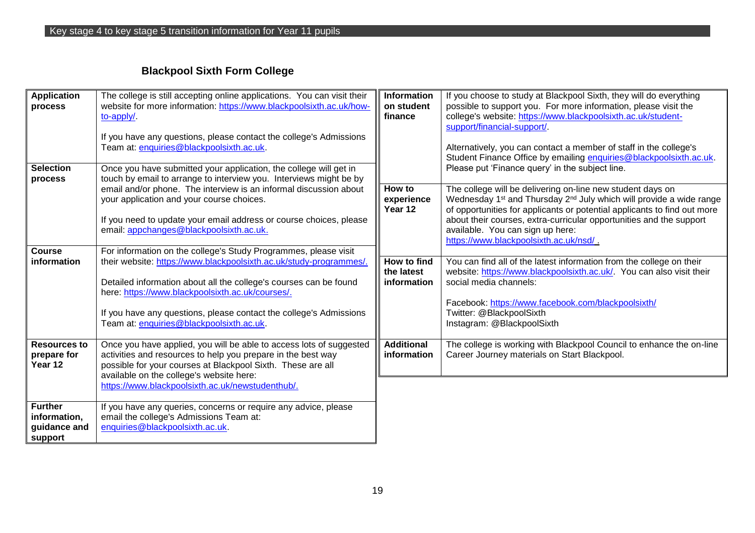## Blackpool Sixth Form College

| | |
|---|---|
| **Application process** | The college is still accepting online applications. You can visit their website for more information: https://www.blackpoolsixth.ac.uk/how-to-apply/.<br><br>If you have any questions, please contact the college's Admissions Team at: enquiries@blackpoolsixth.ac.uk. |
| **Selection process** | Once you have submitted your application, the college will get in touch by email to arrange to interview you. Interviews might be by email and/or phone. The interview is an informal discussion about your application and your course choices.<br><br>If you need to update your email address or course choices, please email: appchanges@blackpoolsixth.ac.uk. |
| **Course information** | For information on the college's Study Programmes, please visit their website: https://www.blackpoolsixth.ac.uk/study-programmes/.<br><br>Detailed information about all the college's courses can be found here: https://www.blackpoolsixth.ac.uk/courses/.<br><br>If you have any questions, please contact the college's Admissions Team at: enquiries@blackpoolsixth.ac.uk. |
| **Resources to prepare for Year 12** | Once you have applied, you will be able to access lots of suggested activities and resources to help you prepare in the best way possible for your courses at Blackpool Sixth. These are all available on the college's website here: https://www.blackpoolsixth.ac.uk/newstudenthub/. |
| **Further information, guidance and support** | If you have any queries, concerns or require any advice, please email the college's Admissions Team at: enquiries@blackpoolsixth.ac.uk. |
| **Information on student finance** | If you choose to study at Blackpool Sixth, they will do everything possible to support you. For more information, please visit the college's website: https://www.blackpoolsixth.ac.uk/student-support/financial-support/.<br><br>Alternatively, you can contact a member of staff in the college's Student Finance Office by emailing enquiries@blackpoolsixth.ac.uk. Please put 'Finance query' in the subject line. |
| **How to experience Year 12** | The college will be delivering on-line new student days on Wednesday 1st and Thursday 2nd July which will provide a wide range of opportunities for applicants or potential applicants to find out more about their courses, extra-curricular opportunities and the support available. You can sign up here: https://www.blackpoolsixth.ac.uk/nsd/ . |
| **How to find the latest information** | You can find all of the latest information from the college on their website: https://www.blackpoolsixth.ac.uk/. You can also visit their social media channels:<br><br>Facebook: https://www.facebook.com/blackpoolsixth/<br>Twitter: @BlackpoolSixth<br>Instagram: @BlackpoolSixth |
| **Additional information** | The college is working with Blackpool Council to enhance the on-line Career Journey materials on Start Blackpool. |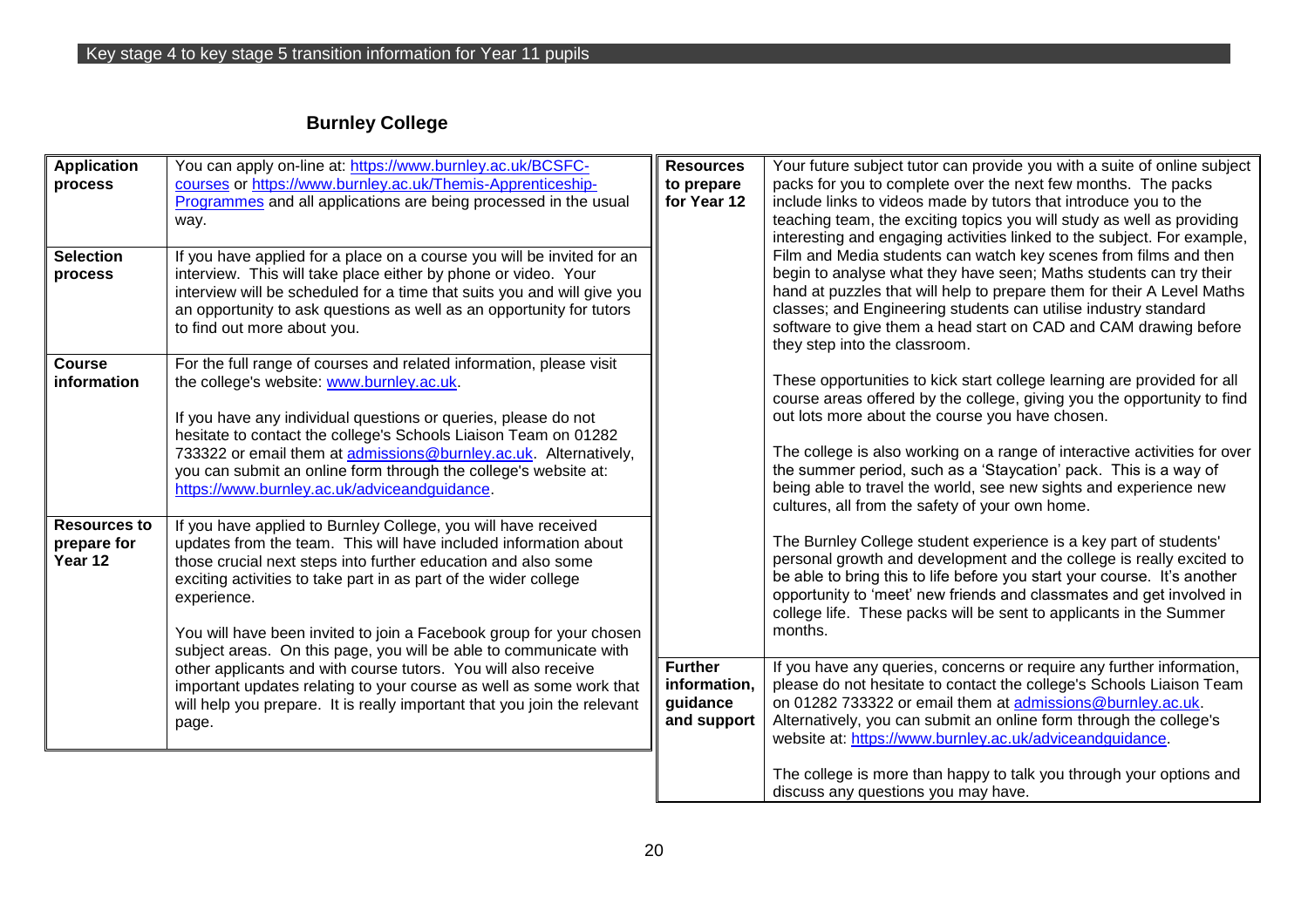## Burnley College

| | |
|---|---|
| **Application process** | You can apply on-line at: https://www.burnley.ac.uk/BCSFC-courses or https://www.burnley.ac.uk/Themis-Apprenticeship-Programmes and all applications are being processed in the usual way. |
| **Selection process** | If you have applied for a place on a course you will be invited for an interview. This will take place either by phone or video. Your interview will be scheduled for a time that suits you and will give you an opportunity to ask questions as well as an opportunity for tutors to find out more about you. |
| **Course information** | For the full range of courses and related information, please visit the college's website: www.burnley.ac.uk.<br><br>If you have any individual questions or queries, please do not hesitate to contact the college's Schools Liaison Team on 01282 733322 or email them at admissions@burnley.ac.uk. Alternatively, you can submit an online form through the college's website at: https://www.burnley.ac.uk/adviceandguidance. |
| **Resources to prepare for Year 12** | If you have applied to Burnley College, you will have received updates from the team. This will have included information about those crucial next steps into further education and also some exciting activities to take part in as part of the wider college experience.<br><br>You will have been invited to join a Facebook group for your chosen subject areas. On this page, you will be able to communicate with other applicants and with course tutors. You will also receive important updates relating to your course as well as some work that will help you prepare. It is really important that you join the relevant page. |
| **Resources to prepare for Year 12** | Your future subject tutor can provide you with a suite of online subject packs for you to complete over the next few months. The packs include links to videos made by tutors that introduce you to the teaching team, the exciting topics you will study as well as providing interesting and engaging activities linked to the subject. For example, Film and Media students can watch key scenes from films and then begin to analyse what they have seen; Maths students can try their hand at puzzles that will help to prepare them for their A Level Maths classes; and Engineering students can utilise industry standard software to give them a head start on CAD and CAM drawing before they step into the classroom.<br><br>These opportunities to kick start college learning are provided for all course areas offered by the college, giving you the opportunity to find out lots more about the course you have chosen.<br><br>The college is also working on a range of interactive activities for over the summer period, such as a 'Staycation' pack. This is a way of being able to travel the world, see new sights and experience new cultures, all from the safety of your own home.<br><br>The Burnley College student experience is a key part of students' personal growth and development and the college is really excited to be able to bring this to life before you start your course. It's another opportunity to 'meet' new friends and classmates and get involved in college life. These packs will be sent to applicants in the Summer months. |
| **Further information, guidance and support** | If you have any queries, concerns or require any further information, please do not hesitate to contact the college's Schools Liaison Team on 01282 733322 or email them at admissions@burnley.ac.uk. Alternatively, you can submit an online form through the college's website at: https://www.burnley.ac.uk/adviceandguidance.<br><br>The college is more than happy to talk you through your options and discuss any questions you may have. |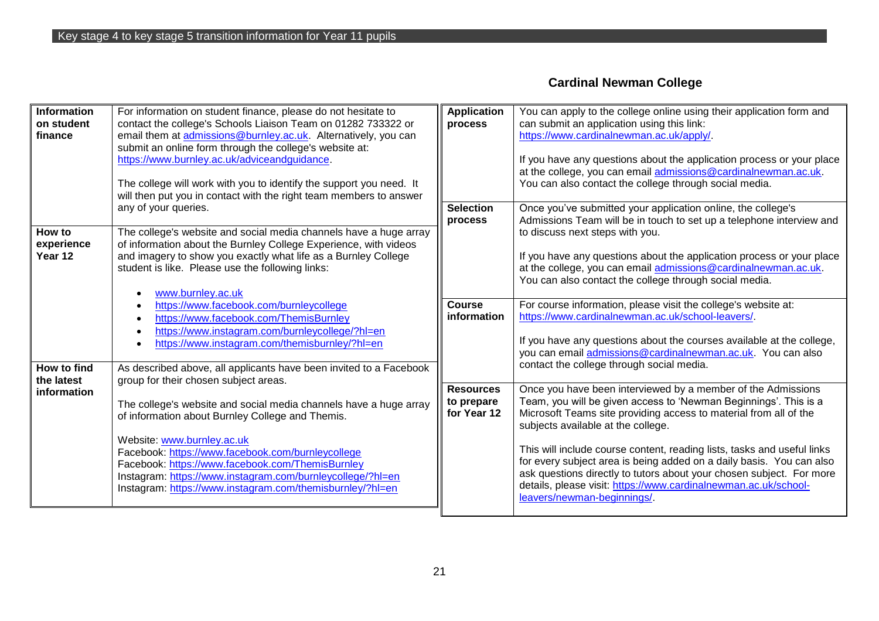The left table is the continuation of the previous college (Burnley College). The right table is Cardinal Newman College.

| | |
|---|---|
| **Information on student finance** | For information on student finance, please do not hesitate to contact the college's Schools Liaison Team on 01282 733322 or email them at admissions@burnley.ac.uk. Alternatively, you can submit an online form through the college's website at: https://www.burnley.ac.uk/adviceandguidance.<br><br>The college will work with you to identify the support you need. It will then put you in contact with the right team members to answer any of your queries. |
| **How to experience Year 12** | The college's website and social media channels have a huge array of information about the Burnley College Experience, with videos and imagery to show you exactly what life as a Burnley College student is like. Please use the following links:<br><br>• www.burnley.ac.uk<br>• https://www.facebook.com/burnleycollege<br>• https://www.facebook.com/ThemisBurnley<br>• https://www.instagram.com/burnleycollege/?hl=en<br>• https://www.instagram.com/themisburnley/?hl=en |
| **How to find the latest information** | As described above, all applicants have been invited to a Facebook group for their chosen subject areas.<br><br>The college's website and social media channels have a huge array of information about Burnley College and Themis.<br><br>Website: www.burnley.ac.uk<br>Facebook: https://www.facebook.com/burnleycollege<br>Facebook: https://www.facebook.com/ThemisBurnley<br>Instagram: https://www.instagram.com/burnleycollege/?hl=en<br>Instagram: https://www.instagram.com/themisburnley/?hl=en |

## Cardinal Newman College

| | |
|---|---|
| **Application process** | You can apply to the college online using their application form and can submit an application using this link: https://www.cardinalnewman.ac.uk/apply/.<br><br>If you have any questions about the application process or your place at the college, you can email admissions@cardinalnewman.ac.uk. You can also contact the college through social media. |
| **Selection process** | Once you've submitted your application online, the college's Admissions Team will be in touch to set up a telephone interview and to discuss next steps with you.<br><br>If you have any questions about the application process or your place at the college, you can email admissions@cardinalnewman.ac.uk. You can also contact the college through social media. |
| **Course information** | For course information, please visit the college's website at: https://www.cardinalnewman.ac.uk/school-leavers/.<br><br>If you have any questions about the courses available at the college, you can email admissions@cardinalnewman.ac.uk. You can also contact the college through social media. |
| **Resources to prepare for Year 12** | Once you have been interviewed by a member of the Admissions Team, you will be given access to 'Newman Beginnings'. This is a Microsoft Teams site providing access to material from all of the subjects available at the college.<br><br>This will include course content, reading lists, tasks and useful links for every subject area is being added on a daily basis. You can also ask questions directly to tutors about your chosen subject. For more details, please visit: https://www.cardinalnewman.ac.uk/school-leavers/newman-beginnings/. |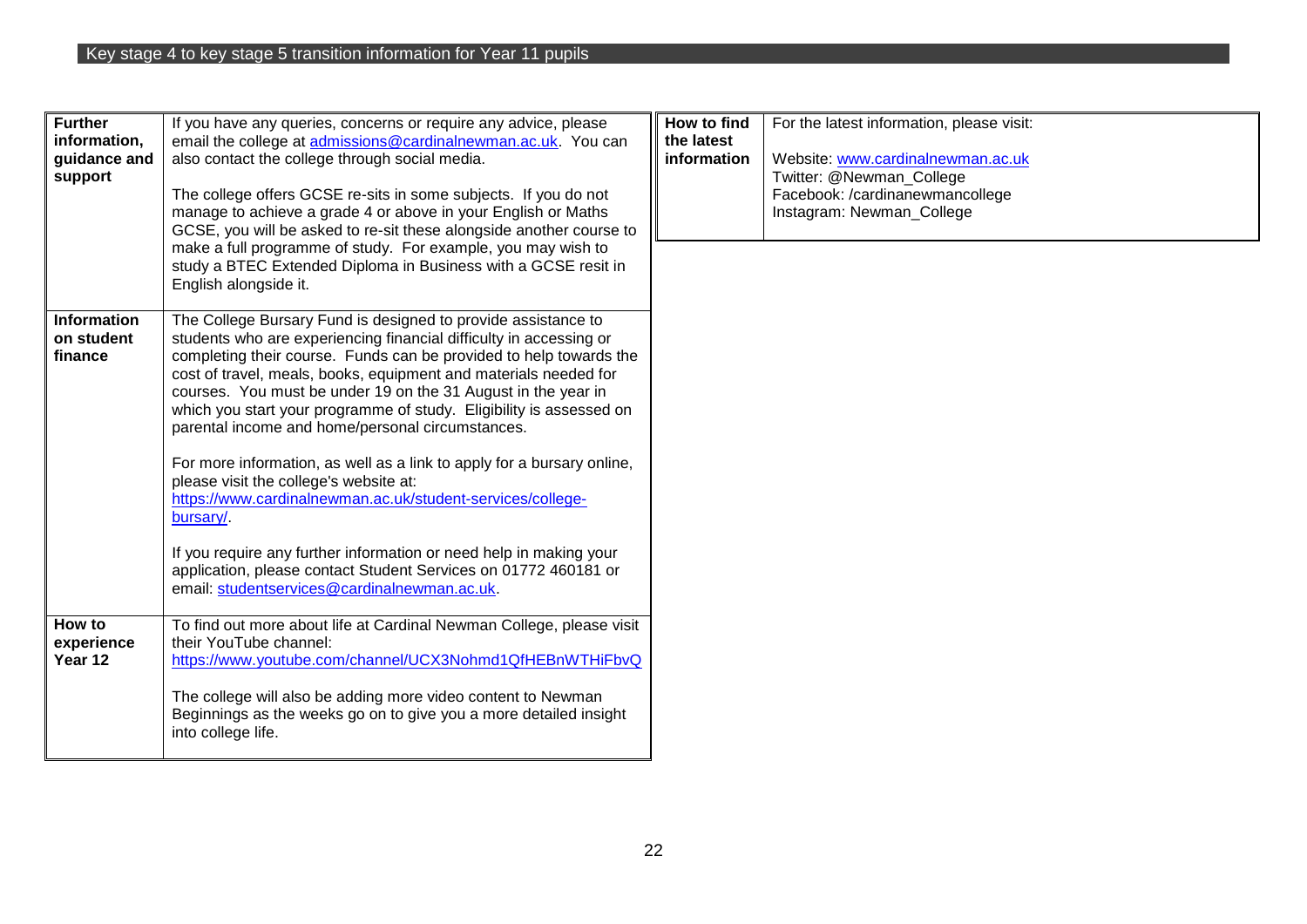| | |
|---|---|
| **Further information, guidance and support** | If you have any queries, concerns or require any advice, please email the college at admissions@cardinalnewman.ac.uk. You can also contact the college through social media.<br><br>The college offers GCSE re-sits in some subjects. If you do not manage to achieve a grade 4 or above in your English or Maths GCSE, you will be asked to re-sit these alongside another course to make a full programme of study. For example, you may wish to study a BTEC Extended Diploma in Business with a GCSE resit in English alongside it. |
| **Information on student finance** | The College Bursary Fund is designed to provide assistance to students who are experiencing financial difficulty in accessing or completing their course. Funds can be provided to help towards the cost of travel, meals, books, equipment and materials needed for courses. You must be under 19 on the 31 August in the year in which you start your programme of study. Eligibility is assessed on parental income and home/personal circumstances.<br><br>For more information, as well as a link to apply for a bursary online, please visit the college's website at: https://www.cardinalnewman.ac.uk/student-services/college-bursary/.<br><br>If you require any further information or need help in making your application, please contact Student Services on 01772 460181 or email: studentservices@cardinalnewman.ac.uk. |
| **How to experience Year 12** | To find out more about life at Cardinal Newman College, please visit their YouTube channel: https://www.youtube.com/channel/UCX3Nohmd1QfHEBnWTHiFbvQ<br><br>The college will also be adding more video content to Newman Beginnings as the weeks go on to give you a more detailed insight into college life. |

| | |
|---|---|
| **How to find the latest information** | For the latest information, please visit:<br><br>Website: www.cardinalnewman.ac.uk<br>Twitter: @Newman_College<br>Facebook: /cardinanewmancollege<br>Instagram: Newman_College |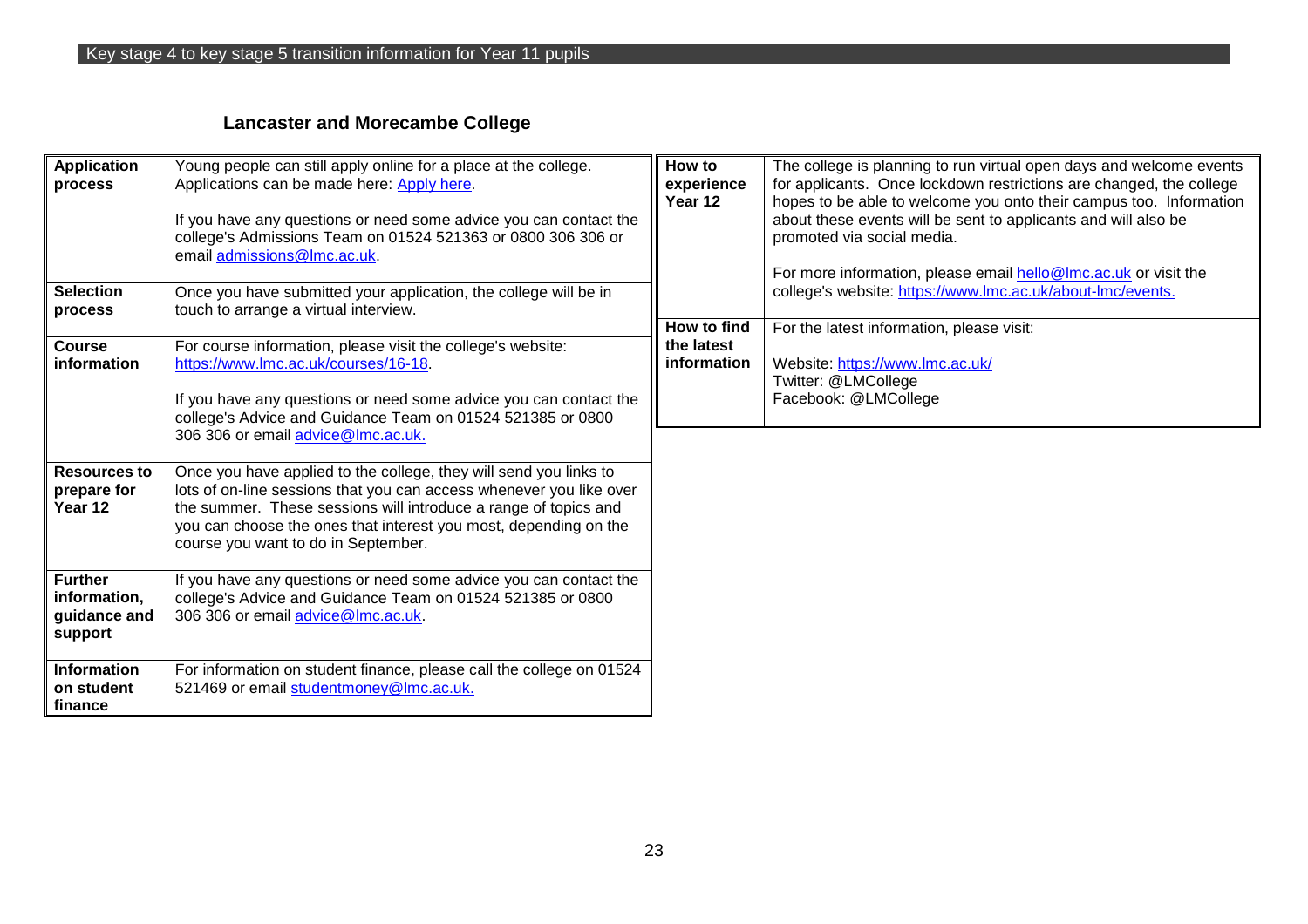## Lancaster and Morecambe College

| | |
|---|---|
| **Application process** | Young people can still apply online for a place at the college. Applications can be made here: Apply here.<br><br>If you have any questions or need some advice you can contact the college's Admissions Team on 01524 521363 or 0800 306 306 or email admissions@lmc.ac.uk. |
| **Selection process** | Once you have submitted your application, the college will be in touch to arrange a virtual interview. |
| **Course information** | For course information, please visit the college's website: https://www.lmc.ac.uk/courses/16-18.<br><br>If you have any questions or need some advice you can contact the college's Advice and Guidance Team on 01524 521385 or 0800 306 306 or email advice@lmc.ac.uk. |
| **Resources to prepare for Year 12** | Once you have applied to the college, they will send you links to lots of on-line sessions that you can access whenever you like over the summer. These sessions will introduce a range of topics and you can choose the ones that interest you most, depending on the course you want to do in September. |
| **Further information, guidance and support** | If you have any questions or need some advice you can contact the college's Advice and Guidance Team on 01524 521385 or 0800 306 306 or email advice@lmc.ac.uk. |
| **Information on student finance** | For information on student finance, please call the college on 01524 521469 or email studentmoney@lmc.ac.uk. |

| | |
|---|---|
| **How to experience Year 12** | The college is planning to run virtual open days and welcome events for applicants. Once lockdown restrictions are changed, the college hopes to be able to welcome you onto their campus too. Information about these events will be sent to applicants and will also be promoted via social media.<br><br>For more information, please email hello@lmc.ac.uk or visit the college's website: https://www.lmc.ac.uk/about-lmc/events. |
| **How to find the latest information** | For the latest information, please visit:<br><br>Website: https://www.lmc.ac.uk/<br>Twitter: @LMCollege<br>Facebook: @LMCollege |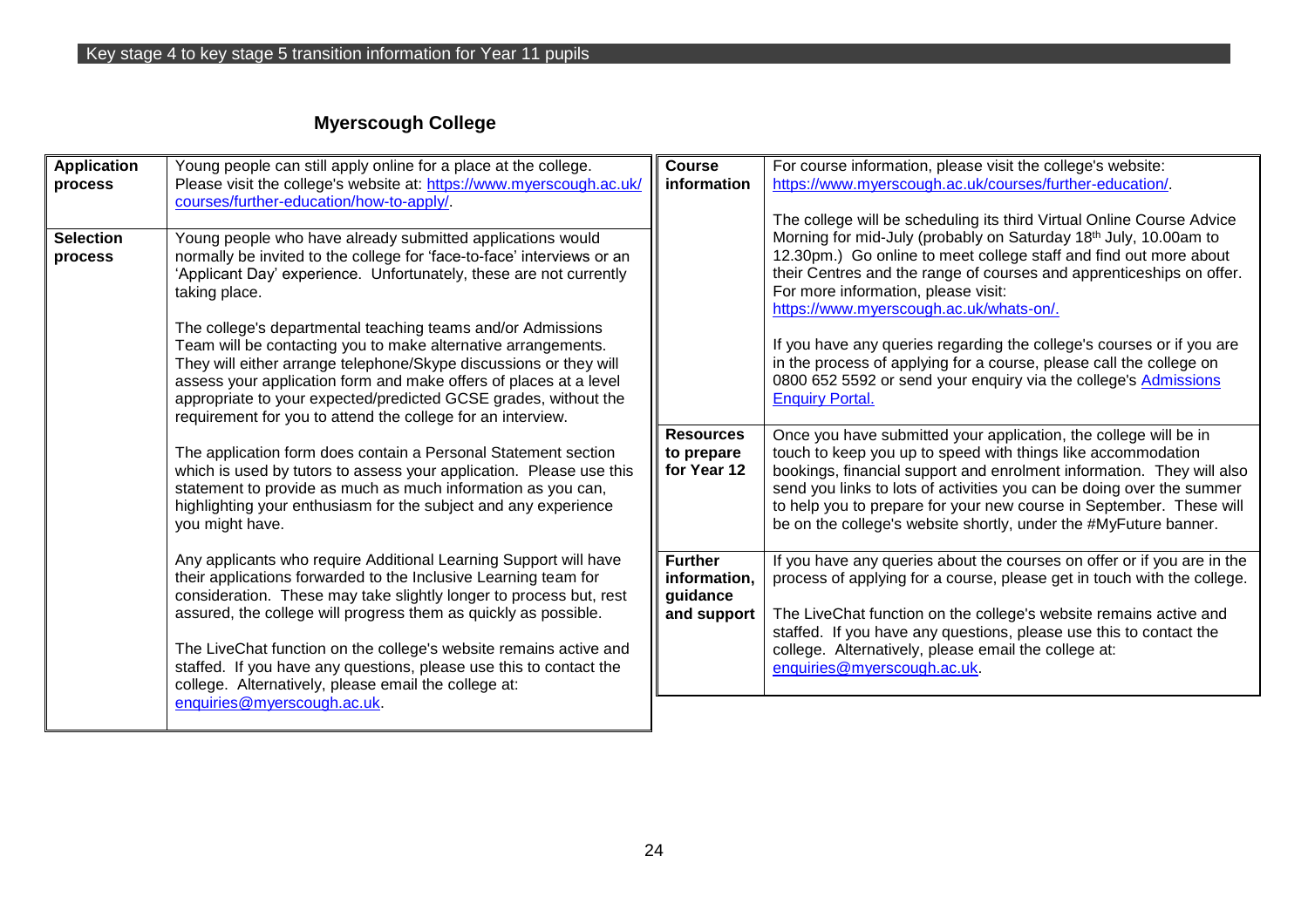## Myerscough College

| | |
|---|---|
| **Application process** | Young people can still apply online for a place at the college. Please visit the college's website at: https://www.myerscough.ac.uk/courses/further-education/how-to-apply/. |
| **Selection process** | Young people who have already submitted applications would normally be invited to the college for 'face-to-face' interviews or an 'Applicant Day' experience. Unfortunately, these are not currently taking place.<br><br>The college's departmental teaching teams and/or Admissions Team will be contacting you to make alternative arrangements. They will either arrange telephone/Skype discussions or they will assess your application form and make offers of places at a level appropriate to your expected/predicted GCSE grades, without the requirement for you to attend the college for an interview.<br><br>The application form does contain a Personal Statement section which is used by tutors to assess your application. Please use this statement to provide as much as much information as you can, highlighting your enthusiasm for the subject and any experience you might have.<br><br>Any applicants who require Additional Learning Support will have their applications forwarded to the Inclusive Learning team for consideration. These may take slightly longer to process but, rest assured, the college will progress them as quickly as possible.<br><br>The LiveChat function on the college's website remains active and staffed. If you have any questions, please use this to contact the college. Alternatively, please email the college at: enquiries@myerscough.ac.uk. |
| **Course information** | For course information, please visit the college's website: https://www.myerscough.ac.uk/courses/further-education/.<br><br>The college will be scheduling its third Virtual Online Course Advice Morning for mid-July (probably on Saturday 18th July, 10.00am to 12.30pm.) Go online to meet college staff and find out more about their Centres and the range of courses and apprenticeships on offer. For more information, please visit: https://www.myerscough.ac.uk/whats-on/.<br><br>If you have any queries regarding the college's courses or if you are in the process of applying for a course, please call the college on 0800 652 5592 or send your enquiry via the college's Admissions Enquiry Portal. |
| **Resources to prepare for Year 12** | Once you have submitted your application, the college will be in touch to keep you up to speed with things like accommodation bookings, financial support and enrolment information. They will also send you links to lots of activities you can be doing over the summer to help you to prepare for your new course in September. These will be on the college's website shortly, under the #MyFuture banner. |
| **Further information, guidance and support** | If you have any queries about the courses on offer or if you are in the process of applying for a course, please get in touch with the college.<br><br>The LiveChat function on the college's website remains active and staffed. If you have any questions, please use this to contact the college. Alternatively, please email the college at: enquiries@myerscough.ac.uk. |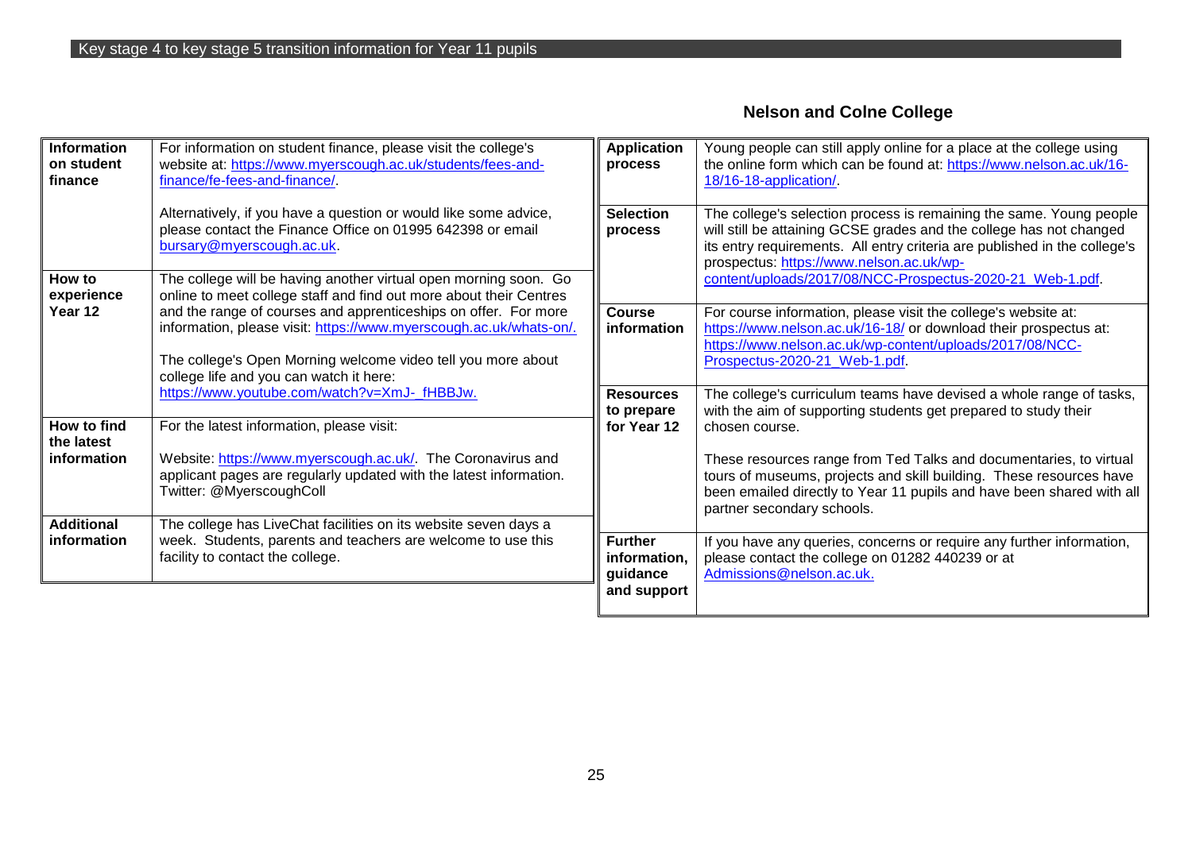Key stage 4 to key stage 5 transition information for Year 11 pupils

| | |
|---|---|
| **Information on student finance** | For information on student finance, please visit the college's website at: https://www.myerscough.ac.uk/students/fees-and-finance/fe-fees-and-finance/.<br><br>Alternatively, if you have a question or would like some advice, please contact the Finance Office on 01995 642398 or email bursary@myerscough.ac.uk. |
| **How to experience Year 12** | The college will be having another virtual open morning soon. Go online to meet college staff and find out more about their Centres and the range of courses and apprenticeships on offer. For more information, please visit: https://www.myerscough.ac.uk/whats-on/.<br><br>The college's Open Morning welcome video tell you more about college life and you can watch it here: https://www.youtube.com/watch?v=XmJ-_fHBBJw. |
| **How to find the latest information** | For the latest information, please visit:<br><br>Website: https://www.myerscough.ac.uk/. The Coronavirus and applicant pages are regularly updated with the latest information. Twitter: @MyerscoughColl |
| **Additional information** | The college has LiveChat facilities on its website seven days a week. Students, parents and teachers are welcome to use this facility to contact the college. |

## Nelson and Colne College

| | |
|---|---|
| **Application process** | Young people can still apply online for a place at the college using the online form which can be found at: https://www.nelson.ac.uk/16-18/16-18-application/. |
| **Selection process** | The college's selection process is remaining the same. Young people will still be attaining GCSE grades and the college has not changed its entry requirements. All entry criteria are published in the college's prospectus: https://www.nelson.ac.uk/wp-content/uploads/2017/08/NCC-Prospectus-2020-21_Web-1.pdf. |
| **Course information** | For course information, please visit the college's website at: https://www.nelson.ac.uk/16-18/ or download their prospectus at: https://www.nelson.ac.uk/wp-content/uploads/2017/08/NCC-Prospectus-2020-21_Web-1.pdf. |
| **Resources to prepare for Year 12** | The college's curriculum teams have devised a whole range of tasks, with the aim of supporting students get prepared to study their chosen course.<br><br>These resources range from Ted Talks and documentaries, to virtual tours of museums, projects and skill building. These resources have been emailed directly to Year 11 pupils and have been shared with all partner secondary schools. |
| **Further information, guidance and support** | If you have any queries, concerns or require any further information, please contact the college on 01282 440239 or at Admissions@nelson.ac.uk. |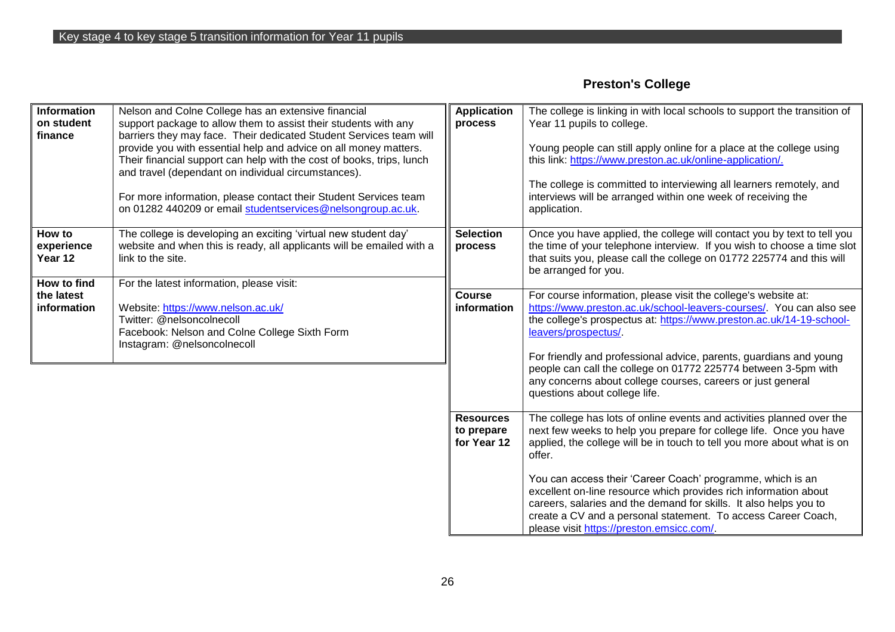| Information on student finance | Nelson and Colne College has an extensive financial support package to allow them to assist their students with any barriers they may face. Their dedicated Student Services team will provide you with essential help and advice on all money matters. Their financial support can help with the cost of books, trips, lunch and travel (dependant on individual circumstances).<br><br>For more information, please contact their Student Services team on 01282 440209 or email studentservices@nelsongroup.ac.uk. |
|---|---|
| How to experience Year 12 | The college is developing an exciting 'virtual new student day' website and when this is ready, all applicants will be emailed with a link to the site. |
| How to find the latest information | For the latest information, please visit:<br><br>Website: https://www.nelson.ac.uk/<br>Twitter: @nelsoncolnecoll<br>Facebook: Nelson and Colne College Sixth Form<br>Instagram: @nelsoncolnecoll |

## Preston's College

| Application process | The college is linking in with local schools to support the transition of Year 11 pupils to college.<br><br>Young people can still apply online for a place at the college using this link: https://www.preston.ac.uk/online-application/.<br><br>The college is committed to interviewing all learners remotely, and interviews will be arranged within one week of receiving the application. |
|---|---|
| Selection process | Once you have applied, the college will contact you by text to tell you the time of your telephone interview. If you wish to choose a time slot that suits you, please call the college on 01772 225774 and this will be arranged for you. |
| Course information | For course information, please visit the college's website at: https://www.preston.ac.uk/school-leavers-courses/. You can also see the college's prospectus at: https://www.preston.ac.uk/14-19-school-leavers/prospectus/.<br><br>For friendly and professional advice, parents, guardians and young people can call the college on 01772 225774 between 3-5pm with any concerns about college courses, careers or just general questions about college life. |
| Resources to prepare for Year 12 | The college has lots of online events and activities planned over the next few weeks to help you prepare for college life. Once you have applied, the college will be in touch to tell you more about what is on offer.<br><br>You can access their 'Career Coach' programme, which is an excellent on-line resource which provides rich information about careers, salaries and the demand for skills. It also helps you to create a CV and a personal statement. To access Career Coach, please visit https://preston.emsicc.com/. |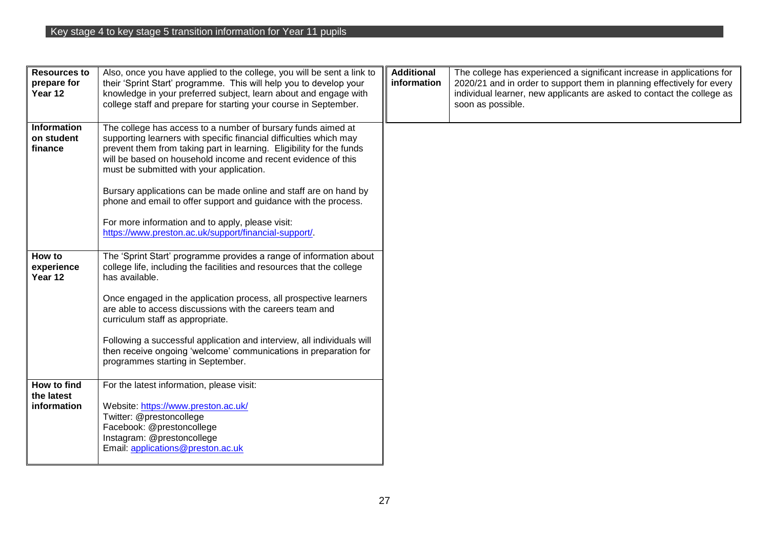## Key stage 4 to key stage 5 transition information for Year 11 pupils

| | |
|---|---|
| **Resources to prepare for Year 12** | Also, once you have applied to the college, you will be sent a link to their 'Sprint Start' programme. This will help you to develop your knowledge in your preferred subject, learn about and engage with college staff and prepare for starting your course in September. |
| **Information on student finance** | The college has access to a number of bursary funds aimed at supporting learners with specific financial difficulties which may prevent them from taking part in learning. Eligibility for the funds will be based on household income and recent evidence of this must be submitted with your application.<br><br>Bursary applications can be made online and staff are on hand by phone and email to offer support and guidance with the process.<br><br>For more information and to apply, please visit: [https://www.preston.ac.uk/support/financial-support/](https://www.preston.ac.uk/support/financial-support/). |
| **How to experience Year 12** | The 'Sprint Start' programme provides a range of information about college life, including the facilities and resources that the college has available.<br><br>Once engaged in the application process, all prospective learners are able to access discussions with the careers team and curriculum staff as appropriate.<br><br>Following a successful application and interview, all individuals will then receive ongoing 'welcome' communications in preparation for programmes starting in September. |
| **How to find the latest information** | For the latest information, please visit:<br><br>Website: [https://www.preston.ac.uk/](https://www.preston.ac.uk/)<br>Twitter: @prestoncollege<br>Facebook: @prestoncollege<br>Instagram: @prestoncollege<br>Email: [applications@preston.ac.uk](mailto:applications@preston.ac.uk) |

| | |
|---|---|
| **Additional information** | The college has experienced a significant increase in applications for 2020/21 and in order to support them in planning effectively for every individual learner, new applicants are asked to contact the college as soon as possible. |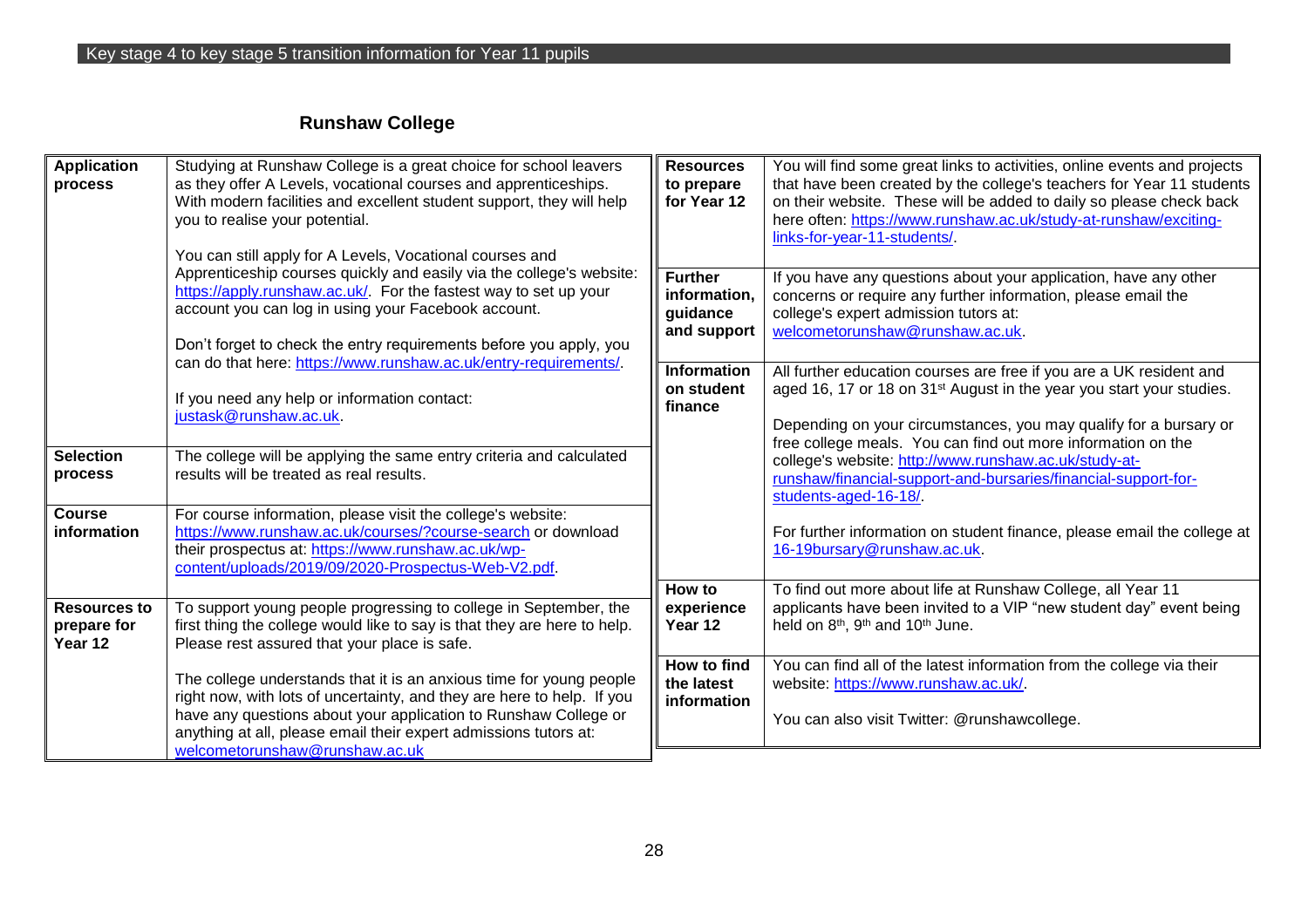## Runshaw College

| | |
|---|---|
| **Application process** | Studying at Runshaw College is a great choice for school leavers as they offer A Levels, vocational courses and apprenticeships. With modern facilities and excellent student support, they will help you to realise your potential.<br><br>You can still apply for A Levels, Vocational courses and Apprenticeship courses quickly and easily via the college's website: https://apply.runshaw.ac.uk/. For the fastest way to set up your account you can log in using your Facebook account.<br><br>Don't forget to check the entry requirements before you apply, you can do that here: https://www.runshaw.ac.uk/entry-requirements/.<br><br>If you need any help or information contact: justask@runshaw.ac.uk. |
| **Selection process** | The college will be applying the same entry criteria and calculated results will be treated as real results. |
| **Course information** | For course information, please visit the college's website: https://www.runshaw.ac.uk/courses/?course-search or download their prospectus at: https://www.runshaw.ac.uk/wp-content/uploads/2019/09/2020-Prospectus-Web-V2.pdf. |
| **Resources to prepare for Year 12** | To support young people progressing to college in September, the first thing the college would like to say is that they are here to help. Please rest assured that your place is safe.<br><br>The college understands that it is an anxious time for young people right now, with lots of uncertainty, and they are here to help. If you have any questions about your application to Runshaw College or anything at all, please email their expert admissions tutors at: welcometorunshaw@runshaw.ac.uk |
| **Resources to prepare for Year 12** | You will find some great links to activities, online events and projects that have been created by the college's teachers for Year 11 students on their website. These will be added to daily so please check back here often: https://www.runshaw.ac.uk/study-at-runshaw/exciting-links-for-year-11-students/. |
| **Further information, guidance and support** | If you have any questions about your application, have any other concerns or require any further information, please email the college's expert admission tutors at: welcometorunshaw@runshaw.ac.uk. |
| **Information on student finance** | All further education courses are free if you are a UK resident and aged 16, 17 or 18 on 31st August in the year you start your studies.<br><br>Depending on your circumstances, you may qualify for a bursary or free college meals. You can find out more information on the college's website: http://www.runshaw.ac.uk/study-at-runshaw/financial-support-and-bursaries/financial-support-for-students-aged-16-18/.<br><br>For further information on student finance, please email the college at 16-19bursary@runshaw.ac.uk. |
| **How to experience Year 12** | To find out more about life at Runshaw College, all Year 11 applicants have been invited to a VIP "new student day" event being held on 8th, 9th and 10th June. |
| **How to find the latest information** | You can find all of the latest information from the college via their website: https://www.runshaw.ac.uk/.<br><br>You can also visit Twitter: @runshawcollege. |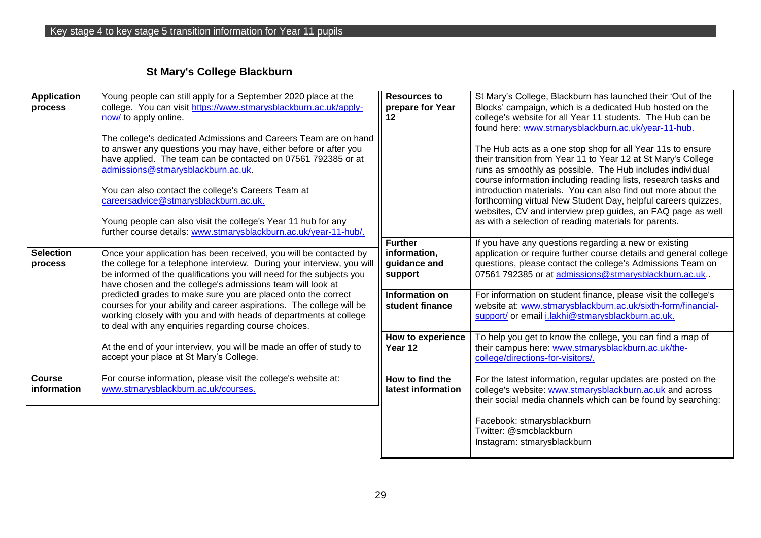## St Mary's College Blackburn

| | |
|---|---|
| **Application process** | Young people can still apply for a September 2020 place at the college. You can visit https://www.stmarysblackburn.ac.uk/apply-now/ to apply online.<br><br>The college's dedicated Admissions and Careers Team are on hand to answer any questions you may have, either before or after you have applied. The team can be contacted on 07561 792385 or at admissions@stmarysblackburn.ac.uk.<br><br>You can also contact the college's Careers Team at careersadvice@stmarysblackburn.ac.uk.<br><br>Young people can also visit the college's Year 11 hub for any further course details: www.stmarysblackburn.ac.uk/year-11-hub/. |
| **Selection process** | Once your application has been received, you will be contacted by the college for a telephone interview. During your interview, you will be informed of the qualifications you will need for the subjects you have chosen and the college's admissions team will look at predicted grades to make sure you are placed onto the correct courses for your ability and career aspirations. The college will be working closely with you and with heads of departments at college to deal with any enquiries regarding course choices.<br><br>At the end of your interview, you will be made an offer of study to accept your place at St Mary's College. |
| **Course information** | For course information, please visit the college's website at: www.stmarysblackburn.ac.uk/courses. |

| | |
|---|---|
| **Resources to prepare for Year 12** | St Mary's College, Blackburn has launched their 'Out of the Blocks' campaign, which is a dedicated Hub hosted on the college's website for all Year 11 students. The Hub can be found here: www.stmarysblackburn.ac.uk/year-11-hub.<br><br>The Hub acts as a one stop shop for all Year 11s to ensure their transition from Year 11 to Year 12 at St Mary's College runs as smoothly as possible. The Hub includes individual course information including reading lists, research tasks and introduction materials. You can also find out more about the forthcoming virtual New Student Day, helpful careers quizzes, websites, CV and interview prep guides, an FAQ page as well as with a selection of reading materials for parents. |
| **Further information, guidance and support** | If you have any questions regarding a new or existing application or require further course details and general college questions, please contact the college's Admissions Team on 07561 792385 or at admissions@stmarysblackburn.ac.uk.. |
| **Information on student finance** | For information on student finance, please visit the college's website at: www.stmarysblackburn.ac.uk/sixth-form/financial-support/ or email i.lakhi@stmarysblackburn.ac.uk. |
| **How to experience Year 12** | To help you get to know the college, you can find a map of their campus here: www.stmarysblackburn.ac.uk/the-college/directions-for-visitors/. |
| **How to find the latest information** | For the latest information, regular updates are posted on the college's website: www.stmarysblackburn.ac.uk and across their social media channels which can be found by searching:<br><br>Facebook: stmarysblackburn<br>Twitter: @smcblackburn<br>Instagram: stmarysblackburn |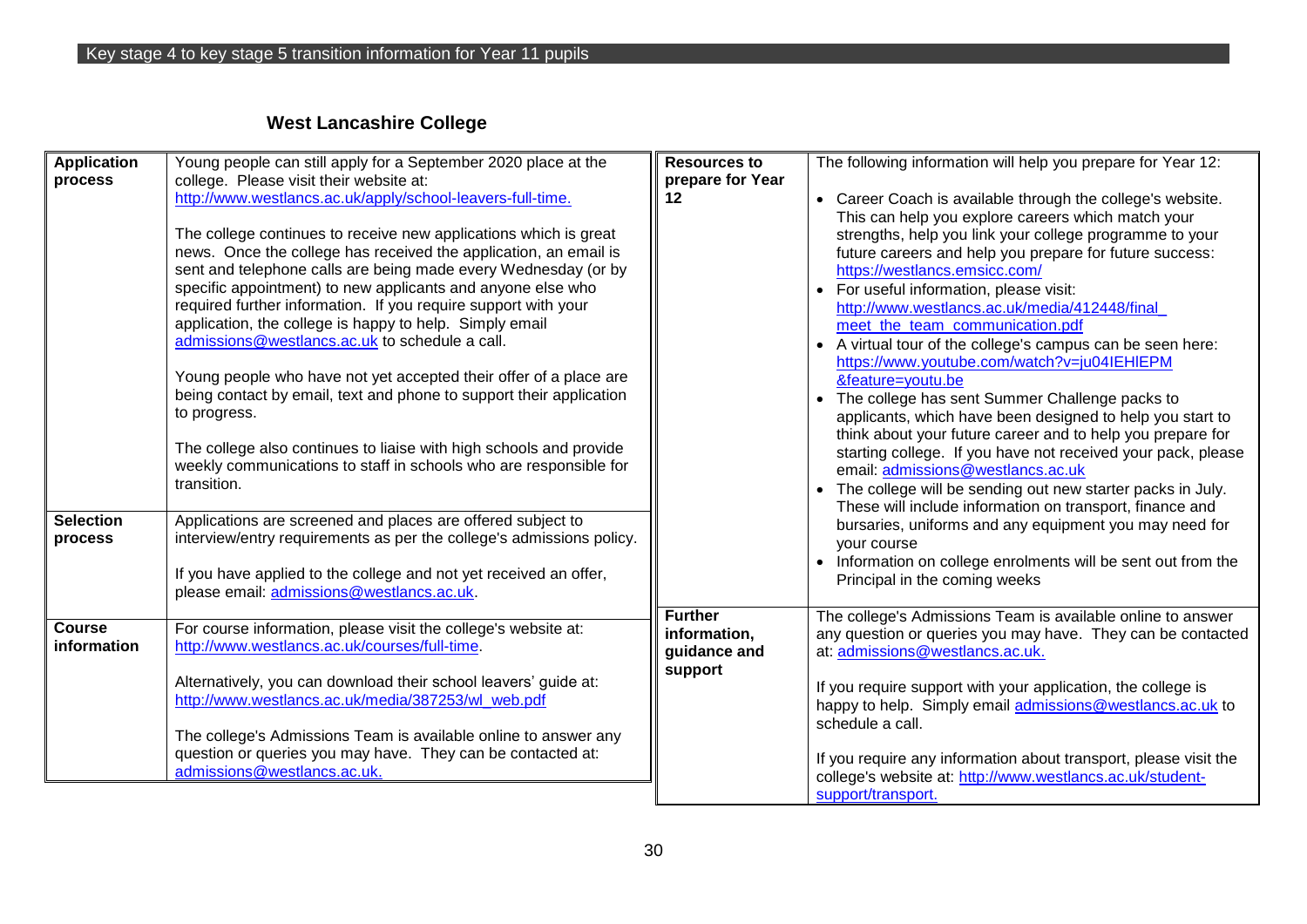## West Lancashire College

| | |
|---|---|
| **Application process** | Young people can still apply for a September 2020 place at the college. Please visit their website at: http://www.westlancs.ac.uk/apply/school-leavers-full-time.<br><br>The college continues to receive new applications which is great news. Once the college has received the application, an email is sent and telephone calls are being made every Wednesday (or by specific appointment) to new applicants and anyone else who required further information. If you require support with your application, the college is happy to help. Simply email admissions@westlancs.ac.uk to schedule a call.<br><br>Young people who have not yet accepted their offer of a place are being contact by email, text and phone to support their application to progress.<br><br>The college also continues to liaise with high schools and provide weekly communications to staff in schools who are responsible for transition. |
| **Selection process** | Applications are screened and places are offered subject to interview/entry requirements as per the college's admissions policy.<br><br>If you have applied to the college and not yet received an offer, please email: admissions@westlancs.ac.uk. |
| **Course information** | For course information, please visit the college's website at: http://www.westlancs.ac.uk/courses/full-time.<br><br>Alternatively, you can download their school leavers' guide at: http://www.westlancs.ac.uk/media/387253/wl_web.pdf<br><br>The college's Admissions Team is available online to answer any question or queries you may have. They can be contacted at: admissions@westlancs.ac.uk. |
| **Resources to prepare for Year 12** | The following information will help you prepare for Year 12:<br><br>• Career Coach is available through the college's website. This can help you explore careers which match your strengths, help you link your college programme to your future careers and help you prepare for future success: https://westlancs.emsicc.com/<br>• For useful information, please visit: http://www.westlancs.ac.uk/media/412448/final_meet_the_team_communication.pdf<br>• A virtual tour of the college's campus can be seen here: https://www.youtube.com/watch?v=ju04IEHlEPM&feature=youtu.be<br>• The college has sent Summer Challenge packs to applicants, which have been designed to help you start to think about your future career and to help you prepare for starting college. If you have not received your pack, please email: admissions@westlancs.ac.uk<br>• The college will be sending out new starter packs in July. These will include information on transport, finance and bursaries, uniforms and any equipment you may need for your course<br>• Information on college enrolments will be sent out from the Principal in the coming weeks |
| **Further information, guidance and support** | The college's Admissions Team is available online to answer any question or queries you may have. They can be contacted at: admissions@westlancs.ac.uk.<br><br>If you require support with your application, the college is happy to help. Simply email admissions@westlancs.ac.uk to schedule a call.<br><br>If you require any information about transport, please visit the college's website at: http://www.westlancs.ac.uk/student-support/transport. |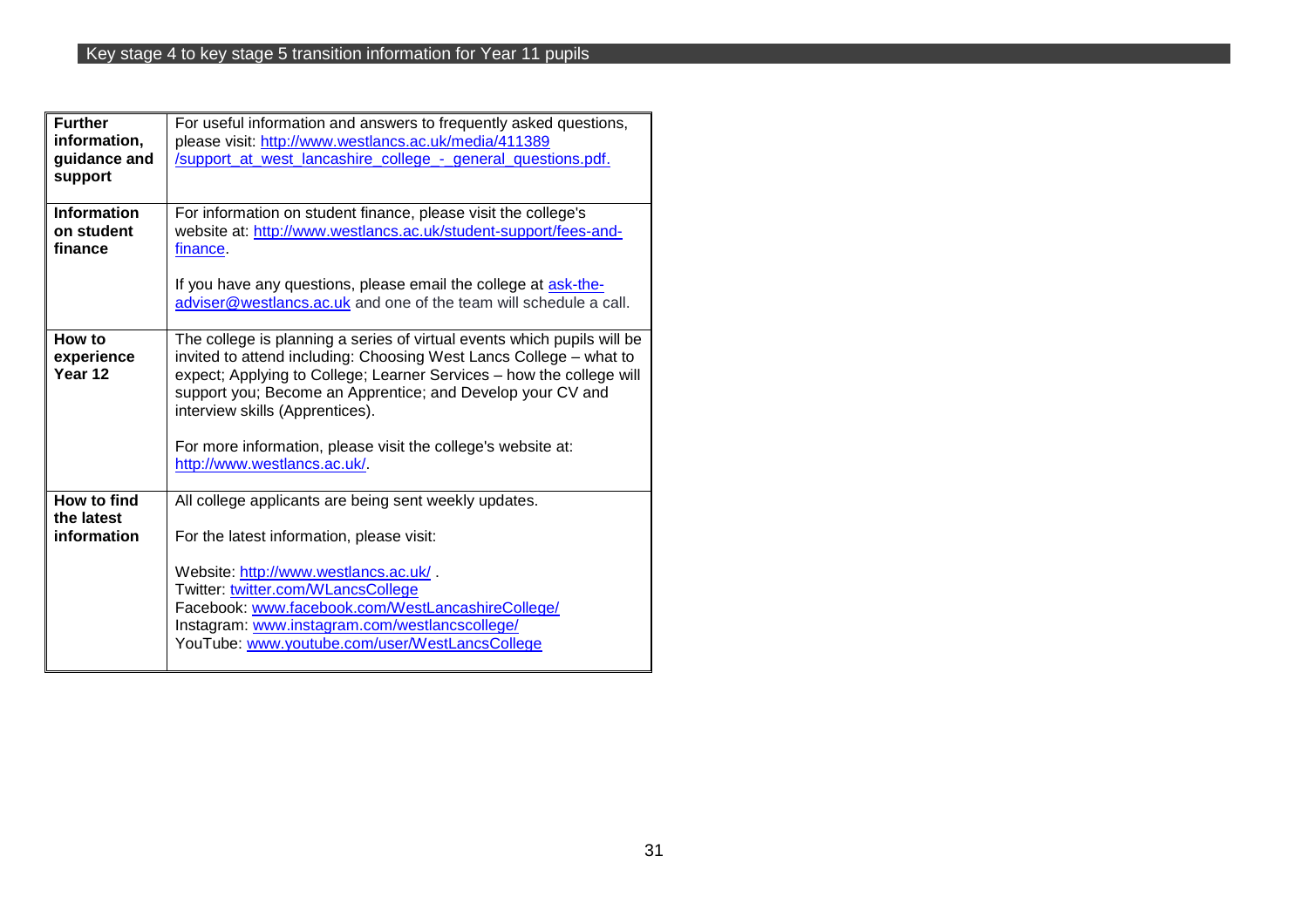| | |
|---|---|
| **Further information, guidance and support** | For useful information and answers to frequently asked questions, please visit: http://www.westlancs.ac.uk/media/411389 /support_at_west_lancashire_college_-_general_questions.pdf. |
| **Information on student finance** | For information on student finance, please visit the college's website at: http://www.westlancs.ac.uk/student-support/fees-and-finance.<br><br>If you have any questions, please email the college at ask-the-adviser@westlancs.ac.uk and one of the team will schedule a call. |
| **How to experience Year 12** | The college is planning a series of virtual events which pupils will be invited to attend including: Choosing West Lancs College – what to expect; Applying to College; Learner Services – how the college will support you; Become an Apprentice; and Develop your CV and interview skills (Apprentices).<br><br>For more information, please visit the college's website at: http://www.westlancs.ac.uk/. |
| **How to find the latest information** | All college applicants are being sent weekly updates.<br><br>For the latest information, please visit:<br><br>Website: http://www.westlancs.ac.uk/ .<br>Twitter: twitter.com/WLancsCollege<br>Facebook: www.facebook.com/WestLancashireCollege/<br>Instagram: www.instagram.com/westlancscollege/<br>YouTube: www.youtube.com/user/WestLancsCollege |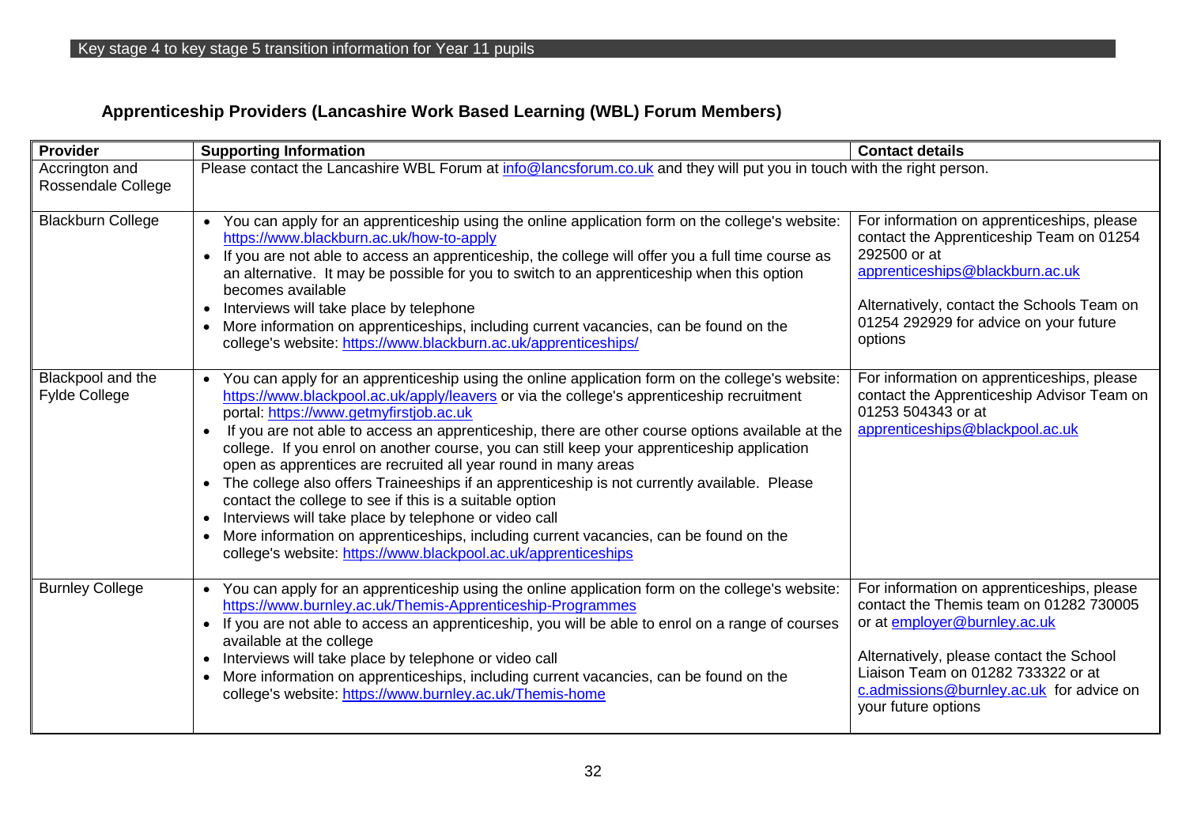## Apprenticeship Providers (Lancashire Work Based Learning (WBL) Forum Members)

| Provider | Supporting Information | Contact details |
|---|---|---|
| Accrington and Rossendale College | Please contact the Lancashire WBL Forum at info@lancsforum.co.uk and they will put you in touch with the right person. | |
| Blackburn College | • You can apply for an apprenticeship using the online application form on the college's website: https://www.blackburn.ac.uk/how-to-apply<br>• If you are not able to access an apprenticeship, the college will offer you a full time course as an alternative. It may be possible for you to switch to an apprenticeship when this option becomes available<br>• Interviews will take place by telephone<br>• More information on apprenticeships, including current vacancies, can be found on the college's website: https://www.blackburn.ac.uk/apprenticeships/ | For information on apprenticeships, please contact the Apprenticeship Team on 01254 292500 or at apprenticeships@blackburn.ac.uk<br><br>Alternatively, contact the Schools Team on 01254 292929 for advice on your future options |
| Blackpool and the Fylde College | • You can apply for an apprenticeship using the online application form on the college's website: https://www.blackpool.ac.uk/apply/leavers or via the college's apprenticeship recruitment portal: https://www.getmyfirstjob.ac.uk<br>• If you are not able to access an apprenticeship, there are other course options available at the college. If you enrol on another course, you can still keep your apprenticeship application open as apprentices are recruited all year round in many areas<br>• The college also offers Traineeships if an apprenticeship is not currently available. Please contact the college to see if this is a suitable option<br>• Interviews will take place by telephone or video call<br>• More information on apprenticeships, including current vacancies, can be found on the college's website: https://www.blackpool.ac.uk/apprenticeships | For information on apprenticeships, please contact the Apprenticeship Advisor Team on 01253 504343 or at apprenticeships@blackpool.ac.uk |
| Burnley College | • You can apply for an apprenticeship using the online application form on the college's website: https://www.burnley.ac.uk/Themis-Apprenticeship-Programmes<br>• If you are not able to access an apprenticeship, you will be able to enrol on a range of courses available at the college<br>• Interviews will take place by telephone or video call<br>• More information on apprenticeships, including current vacancies, can be found on the college's website: https://www.burnley.ac.uk/Themis-home | For information on apprenticeships, please contact the Themis team on 01282 730005 or at employer@burnley.ac.uk<br><br>Alternatively, please contact the School Liaison Team on 01282 733322 or at c.admissions@burnley.ac.uk for advice on your future options |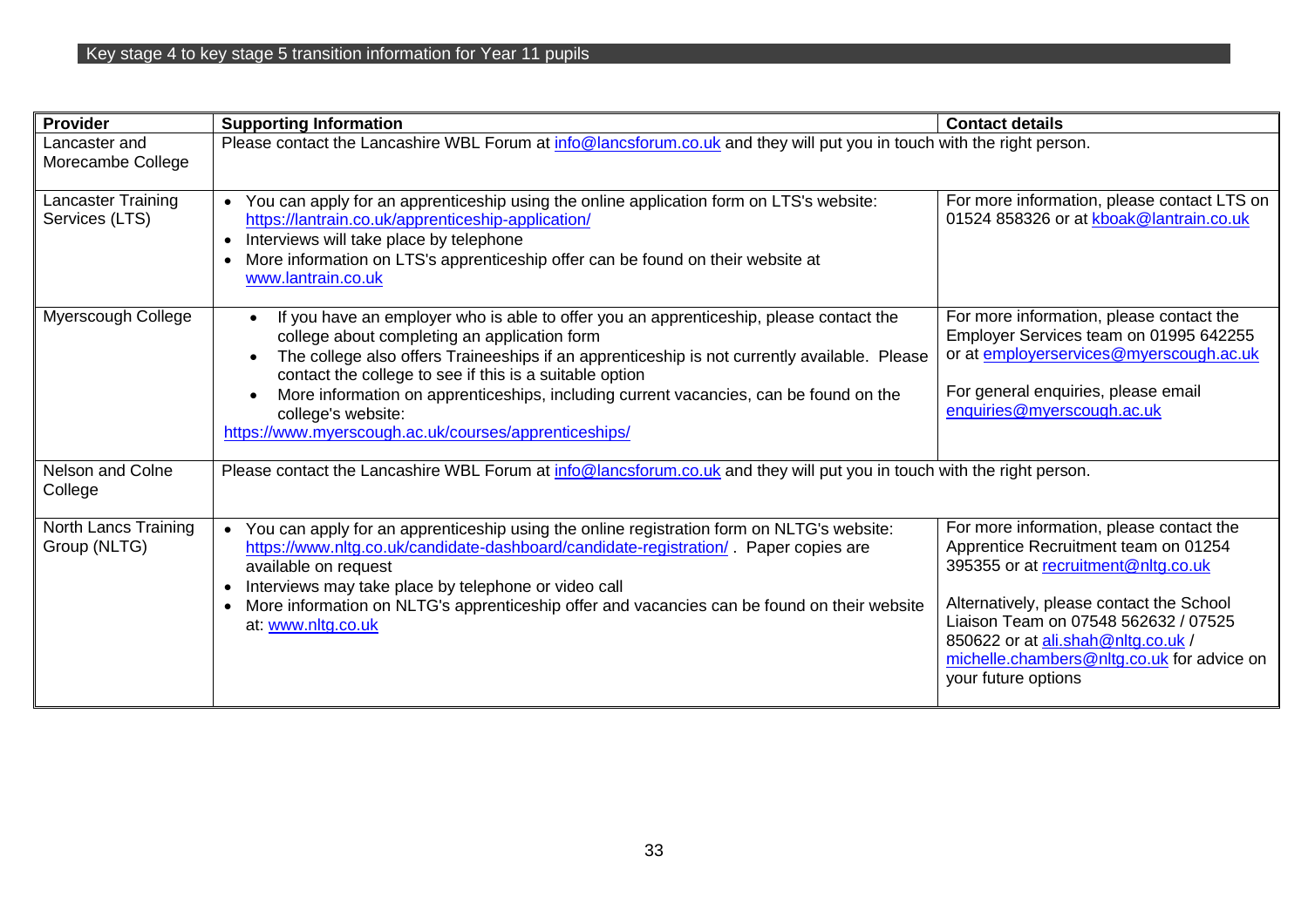| Provider | Supporting Information | Contact details |
|---|---|---|
| Lancaster and Morecambe College | Please contact the Lancashire WBL Forum at info@lancsforum.co.uk and they will put you in touch with the right person. | |
| Lancaster Training Services (LTS) | • You can apply for an apprenticeship using the online application form on LTS's website: https://lantrain.co.uk/apprenticeship-application/<br>• Interviews will take place by telephone<br>• More information on LTS's apprenticeship offer can be found on their website at www.lantrain.co.uk | For more information, please contact LTS on 01524 858326 or at kboak@lantrain.co.uk |
| Myerscough College | • If you have an employer who is able to offer you an apprenticeship, please contact the college about completing an application form<br>• The college also offers Traineeships if an apprenticeship is not currently available. Please contact the college to see if this is a suitable option<br>• More information on apprenticeships, including current vacancies, can be found on the college's website:<br>https://www.myerscough.ac.uk/courses/apprenticeships/ | For more information, please contact the Employer Services team on 01995 642255 or at employerservices@myerscough.ac.uk<br><br>For general enquiries, please email enquiries@myerscough.ac.uk |
| Nelson and Colne College | Please contact the Lancashire WBL Forum at info@lancsforum.co.uk and they will put you in touch with the right person. | |
| North Lancs Training Group (NLTG) | • You can apply for an apprenticeship using the online registration form on NLTG's website: https://www.nltg.co.uk/candidate-dashboard/candidate-registration/ . Paper copies are available on request<br>• Interviews may take place by telephone or video call<br>• More information on NLTG's apprenticeship offer and vacancies can be found on their website at: www.nltg.co.uk | For more information, please contact the Apprentice Recruitment team on 01254 395355 or at recruitment@nltg.co.uk<br><br>Alternatively, please contact the School Liaison Team on 07548 562632 / 07525 850622 or at ali.shah@nltg.co.uk / michelle.chambers@nltg.co.uk for advice on your future options |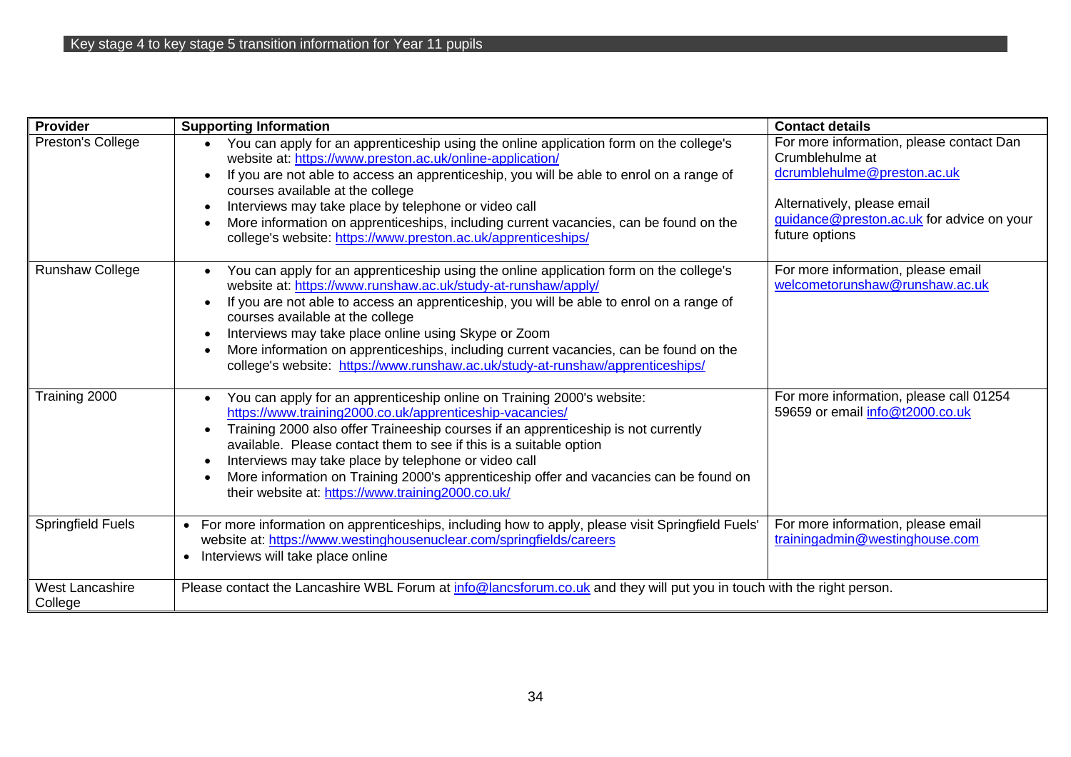Key stage 4 to key stage 5 transition information for Year 11 pupils

| Provider | Supporting Information | Contact details |
|---|---|---|
| Preston's College | • You can apply for an apprenticeship using the online application form on the college's website at: https://www.preston.ac.uk/online-application/<br>• If you are not able to access an apprenticeship, you will be able to enrol on a range of courses available at the college<br>• Interviews may take place by telephone or video call<br>• More information on apprenticeships, including current vacancies, can be found on the college's website: https://www.preston.ac.uk/apprenticeships/ | For more information, please contact Dan Crumblehulme at dcrumblehulme@preston.ac.uk<br><br>Alternatively, please email guidance@preston.ac.uk for advice on your future options |
| Runshaw College | • You can apply for an apprenticeship using the online application form on the college's website at: https://www.runshaw.ac.uk/study-at-runshaw/apply/<br>• If you are not able to access an apprenticeship, you will be able to enrol on a range of courses available at the college<br>• Interviews may take place online using Skype or Zoom<br>• More information on apprenticeships, including current vacancies, can be found on the college's website: https://www.runshaw.ac.uk/study-at-runshaw/apprenticeships/ | For more information, please email welcometorunshaw@runshaw.ac.uk |
| Training 2000 | • You can apply for an apprenticeship online on Training 2000's website: https://www.training2000.co.uk/apprenticeship-vacancies/<br>• Training 2000 also offer Traineeship courses if an apprenticeship is not currently available. Please contact them to see if this is a suitable option<br>• Interviews may take place by telephone or video call<br>• More information on Training 2000's apprenticeship offer and vacancies can be found on their website at: https://www.training2000.co.uk/ | For more information, please call 01254 59659 or email info@t2000.co.uk |
| Springfield Fuels | • For more information on apprenticeships, including how to apply, please visit Springfield Fuels' website at: https://www.westinghousenuclear.com/springfields/careers<br>• Interviews will take place online | For more information, please email trainingadmin@westinghouse.com |
| West Lancashire College | Please contact the Lancashire WBL Forum at info@lancsforum.co.uk and they will put you in touch with the right person. | |